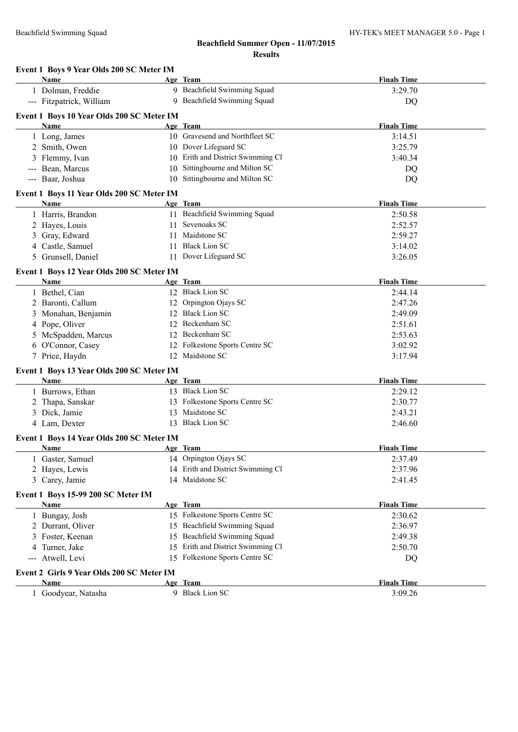# Beachfield Summer Open - 11/07/2015

## Results

### Event 1 Boys 9 Year Olds 200 SC Meter IM

| | Name | Age | Team | Finals Time |
|---|---|---|---|---|
| 1 | Dolman, Freddie | 9 | Beachfield Swimming Squad | 3:29.70 |
| --- | Fitzpatrick, William | 9 | Beachfield Swimming Squad | DQ |

### Event 1 Boys 10 Year Olds 200 SC Meter IM

| | Name | Age | Team | Finals Time |
|---|---|---|---|---|
| 1 | Long, James | 10 | Gravesend and Northfleet SC | 3:14.51 |
| 2 | Smith, Owen | 10 | Dover Lifeguard SC | 3:25.79 |
| 3 | Flemmy, Ivan | 10 | Erith and District Swimming Cl | 3:40.34 |
| --- | Bean, Marcus | 10 | Sittingbourne and Milton SC | DQ |
| --- | Baar, Joshua | 10 | Sittingbourne and Milton SC | DQ |

### Event 1 Boys 11 Year Olds 200 SC Meter IM

| | Name | Age | Team | Finals Time |
|---|---|---|---|---|
| 1 | Harris, Brandon | 11 | Beachfield Swimming Squad | 2:50.58 |
| 2 | Hayes, Louis | 11 | Sevenoaks SC | 2:52.57 |
| 3 | Gray, Edward | 11 | Maidstone SC | 2:59.27 |
| 4 | Castle, Samuel | 11 | Black Lion SC | 3:14.02 |
| 5 | Grunsell, Daniel | 11 | Dover Lifeguard SC | 3:26.05 |

### Event 1 Boys 12 Year Olds 200 SC Meter IM

| | Name | Age | Team | Finals Time |
|---|---|---|---|---|
| 1 | Bethel, Cian | 12 | Black Lion SC | 2:44.14 |
| 2 | Baronti, Callum | 12 | Orpington Ojays SC | 2:47.26 |
| 3 | Monahan, Benjamin | 12 | Black Lion SC | 2:49.09 |
| 4 | Pope, Oliver | 12 | Beckenham SC | 2:51.61 |
| 5 | McSpadden, Marcus | 12 | Beckenham SC | 2:53.63 |
| 6 | O'Connor, Casey | 12 | Folkestone Sports Centre SC | 3:02.92 |
| 7 | Price, Haydn | 12 | Maidstone SC | 3:17.94 |

### Event 1 Boys 13 Year Olds 200 SC Meter IM

| | Name | Age | Team | Finals Time |
|---|---|---|---|---|
| 1 | Burrows, Ethan | 13 | Black Lion SC | 2:29.12 |
| 2 | Thapa, Sanskar | 13 | Folkestone Sports Centre SC | 2:30.77 |
| 3 | Dick, Jamie | 13 | Maidstone SC | 2:43.21 |
| 4 | Lam, Dexter | 13 | Black Lion SC | 2:46.60 |

### Event 1 Boys 14 Year Olds 200 SC Meter IM

| | Name | Age | Team | Finals Time |
|---|---|---|---|---|
| 1 | Gaster, Samuel | 14 | Orpington Ojays SC | 2:37.49 |
| 2 | Hayes, Lewis | 14 | Erith and District Swimming Cl | 2:37.96 |
| 3 | Carey, Jamie | 14 | Maidstone SC | 2:41.45 |

### Event 1 Boys 15-99 200 SC Meter IM

| | Name | Age | Team | Finals Time |
|---|---|---|---|---|
| 1 | Bungay, Josh | 15 | Folkestone Sports Centre SC | 2:30.62 |
| 2 | Durrant, Oliver | 15 | Beachfield Swimming Squad | 2:36.97 |
| 3 | Foster, Keenan | 15 | Beachfield Swimming Squad | 2:49.38 |
| 4 | Turner, Jake | 15 | Erith and District Swimming Cl | 2:50.70 |
| --- | Atwell, Levi | 15 | Folkestone Sports Centre SC | DQ |

### Event 2 Girls 9 Year Olds 200 SC Meter IM

| | Name | Age | Team | Finals Time |
|---|---|---|---|---|
| 1 | Goodyear, Natasha | 9 | Black Lion SC | 3:09.26 |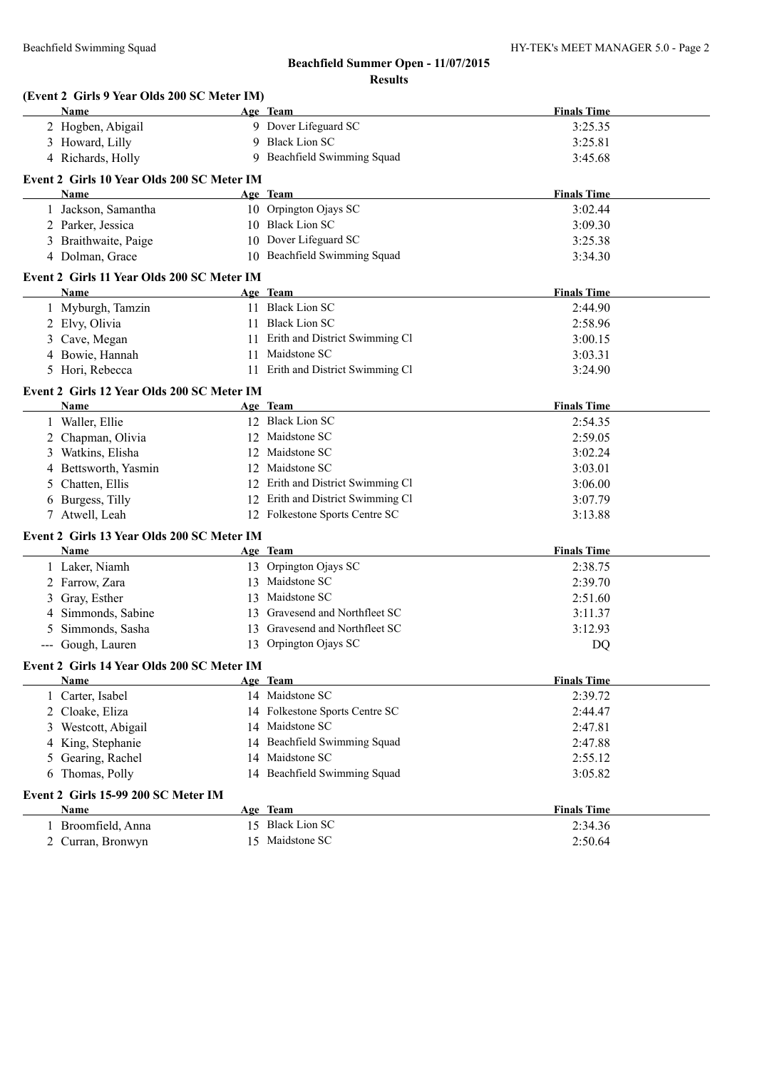## Beachfield Summer Open - 11/07/2015

### Results

**(Event 2 Girls 9 Year Olds 200 SC Meter IM)**

| | Name | Age | Team | Finals Time |
|---|---|---|---|---|
| 2 | Hogben, Abigail | 9 | Dover Lifeguard SC | 3:25.35 |
| 3 | Howard, Lilly | 9 | Black Lion SC | 3:25.81 |
| 4 | Richards, Holly | 9 | Beachfield Swimming Squad | 3:45.68 |

**Event 2 Girls 10 Year Olds 200 SC Meter IM**

| | Name | Age | Team | Finals Time |
|---|---|---|---|---|
| 1 | Jackson, Samantha | 10 | Orpington Ojays SC | 3:02.44 |
| 2 | Parker, Jessica | 10 | Black Lion SC | 3:09.30 |
| 3 | Braithwaite, Paige | 10 | Dover Lifeguard SC | 3:25.38 |
| 4 | Dolman, Grace | 10 | Beachfield Swimming Squad | 3:34.30 |

**Event 2 Girls 11 Year Olds 200 SC Meter IM**

| | Name | Age | Team | Finals Time |
|---|---|---|---|---|
| 1 | Myburgh, Tamzin | 11 | Black Lion SC | 2:44.90 |
| 2 | Elvy, Olivia | 11 | Black Lion SC | 2:58.96 |
| 3 | Cave, Megan | 11 | Erith and District Swimming Cl | 3:00.15 |
| 4 | Bowie, Hannah | 11 | Maidstone SC | 3:03.31 |
| 5 | Hori, Rebecca | 11 | Erith and District Swimming Cl | 3:24.90 |

**Event 2 Girls 12 Year Olds 200 SC Meter IM**

| | Name | Age | Team | Finals Time |
|---|---|---|---|---|
| 1 | Waller, Ellie | 12 | Black Lion SC | 2:54.35 |
| 2 | Chapman, Olivia | 12 | Maidstone SC | 2:59.05 |
| 3 | Watkins, Elisha | 12 | Maidstone SC | 3:02.24 |
| 4 | Bettsworth, Yasmin | 12 | Maidstone SC | 3:03.01 |
| 5 | Chatten, Ellis | 12 | Erith and District Swimming Cl | 3:06.00 |
| 6 | Burgess, Tilly | 12 | Erith and District Swimming Cl | 3:07.79 |
| 7 | Atwell, Leah | 12 | Folkestone Sports Centre SC | 3:13.88 |

**Event 2 Girls 13 Year Olds 200 SC Meter IM**

| | Name | Age | Team | Finals Time |
|---|---|---|---|---|
| 1 | Laker, Niamh | 13 | Orpington Ojays SC | 2:38.75 |
| 2 | Farrow, Zara | 13 | Maidstone SC | 2:39.70 |
| 3 | Gray, Esther | 13 | Maidstone SC | 2:51.60 |
| 4 | Simmonds, Sabine | 13 | Gravesend and Northfleet SC | 3:11.37 |
| 5 | Simmonds, Sasha | 13 | Gravesend and Northfleet SC | 3:12.93 |
| --- | Gough, Lauren | 13 | Orpington Ojays SC | DQ |

**Event 2 Girls 14 Year Olds 200 SC Meter IM**

| | Name | Age | Team | Finals Time |
|---|---|---|---|---|
| 1 | Carter, Isabel | 14 | Maidstone SC | 2:39.72 |
| 2 | Cloake, Eliza | 14 | Folkestone Sports Centre SC | 2:44.47 |
| 3 | Westcott, Abigail | 14 | Maidstone SC | 2:47.81 |
| 4 | King, Stephanie | 14 | Beachfield Swimming Squad | 2:47.88 |
| 5 | Gearing, Rachel | 14 | Maidstone SC | 2:55.12 |
| 6 | Thomas, Polly | 14 | Beachfield Swimming Squad | 3:05.82 |

**Event 2 Girls 15-99 200 SC Meter IM**

| | Name | Age | Team | Finals Time |
|---|---|---|---|---|
| 1 | Broomfield, Anna | 15 | Black Lion SC | 2:34.36 |
| 2 | Curran, Bronwyn | 15 | Maidstone SC | 2:50.64 |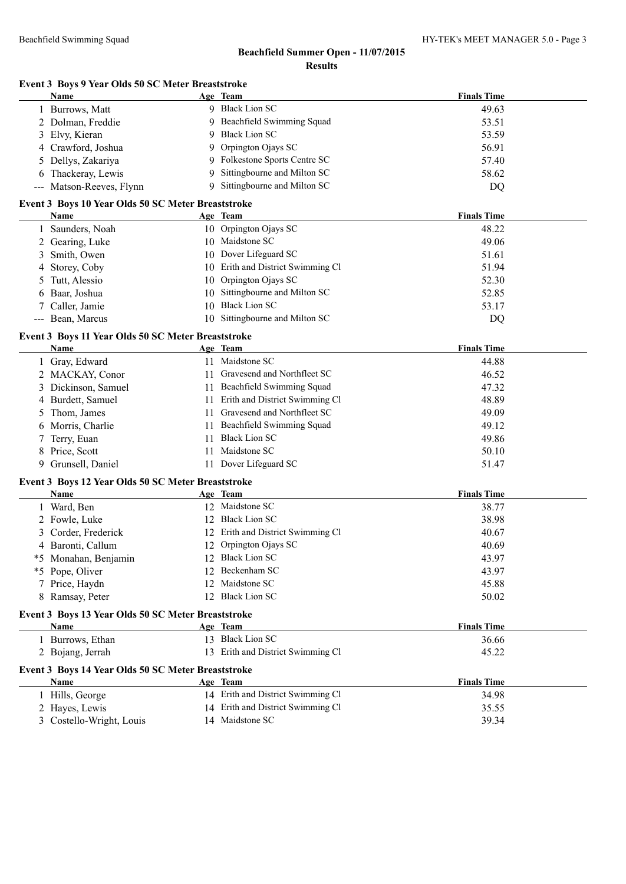## Beachfield Summer Open - 11/07/2015

### Results

#### Event 3 Boys 9 Year Olds 50 SC Meter Breaststroke

| | Name | Age | Team | Finals Time |
|---|---|---|---|---|
| 1 | Burrows, Matt | 9 | Black Lion SC | 49.63 |
| 2 | Dolman, Freddie | 9 | Beachfield Swimming Squad | 53.51 |
| 3 | Elvy, Kieran | 9 | Black Lion SC | 53.59 |
| 4 | Crawford, Joshua | 9 | Orpington Ojays SC | 56.91 |
| 5 | Dellys, Zakariya | 9 | Folkestone Sports Centre SC | 57.40 |
| 6 | Thackeray, Lewis | 9 | Sittingbourne and Milton SC | 58.62 |
| --- | Matson-Reeves, Flynn | 9 | Sittingbourne and Milton SC | DQ |

#### Event 3 Boys 10 Year Olds 50 SC Meter Breaststroke

| | Name | Age | Team | Finals Time |
|---|---|---|---|---|
| 1 | Saunders, Noah | 10 | Orpington Ojays SC | 48.22 |
| 2 | Gearing, Luke | 10 | Maidstone SC | 49.06 |
| 3 | Smith, Owen | 10 | Dover Lifeguard SC | 51.61 |
| 4 | Storey, Coby | 10 | Erith and District Swimming Cl | 51.94 |
| 5 | Tutt, Alessio | 10 | Orpington Ojays SC | 52.30 |
| 6 | Baar, Joshua | 10 | Sittingbourne and Milton SC | 52.85 |
| 7 | Caller, Jamie | 10 | Black Lion SC | 53.17 |
| --- | Bean, Marcus | 10 | Sittingbourne and Milton SC | DQ |

#### Event 3 Boys 11 Year Olds 50 SC Meter Breaststroke

| | Name | Age | Team | Finals Time |
|---|---|---|---|---|
| 1 | Gray, Edward | 11 | Maidstone SC | 44.88 |
| 2 | MACKAY, Conor | 11 | Gravesend and Northfleet SC | 46.52 |
| 3 | Dickinson, Samuel | 11 | Beachfield Swimming Squad | 47.32 |
| 4 | Burdett, Samuel | 11 | Erith and District Swimming Cl | 48.89 |
| 5 | Thom, James | 11 | Gravesend and Northfleet SC | 49.09 |
| 6 | Morris, Charlie | 11 | Beachfield Swimming Squad | 49.12 |
| 7 | Terry, Euan | 11 | Black Lion SC | 49.86 |
| 8 | Price, Scott | 11 | Maidstone SC | 50.10 |
| 9 | Grunsell, Daniel | 11 | Dover Lifeguard SC | 51.47 |

#### Event 3 Boys 12 Year Olds 50 SC Meter Breaststroke

| | Name | Age | Team | Finals Time |
|---|---|---|---|---|
| 1 | Ward, Ben | 12 | Maidstone SC | 38.77 |
| 2 | Fowle, Luke | 12 | Black Lion SC | 38.98 |
| 3 | Corder, Frederick | 12 | Erith and District Swimming Cl | 40.67 |
| 4 | Baronti, Callum | 12 | Orpington Ojays SC | 40.69 |
| *5 | Monahan, Benjamin | 12 | Black Lion SC | 43.97 |
| *5 | Pope, Oliver | 12 | Beckenham SC | 43.97 |
| 7 | Price, Haydn | 12 | Maidstone SC | 45.88 |
| 8 | Ramsay, Peter | 12 | Black Lion SC | 50.02 |

#### Event 3 Boys 13 Year Olds 50 SC Meter Breaststroke

| | Name | Age | Team | Finals Time |
|---|---|---|---|---|
| 1 | Burrows, Ethan | 13 | Black Lion SC | 36.66 |
| 2 | Bojang, Jerrah | 13 | Erith and District Swimming Cl | 45.22 |

#### Event 3 Boys 14 Year Olds 50 SC Meter Breaststroke

| | Name | Age | Team | Finals Time |
|---|---|---|---|---|
| 1 | Hills, George | 14 | Erith and District Swimming Cl | 34.98 |
| 2 | Hayes, Lewis | 14 | Erith and District Swimming Cl | 35.55 |
| 3 | Costello-Wright, Louis | 14 | Maidstone SC | 39.34 |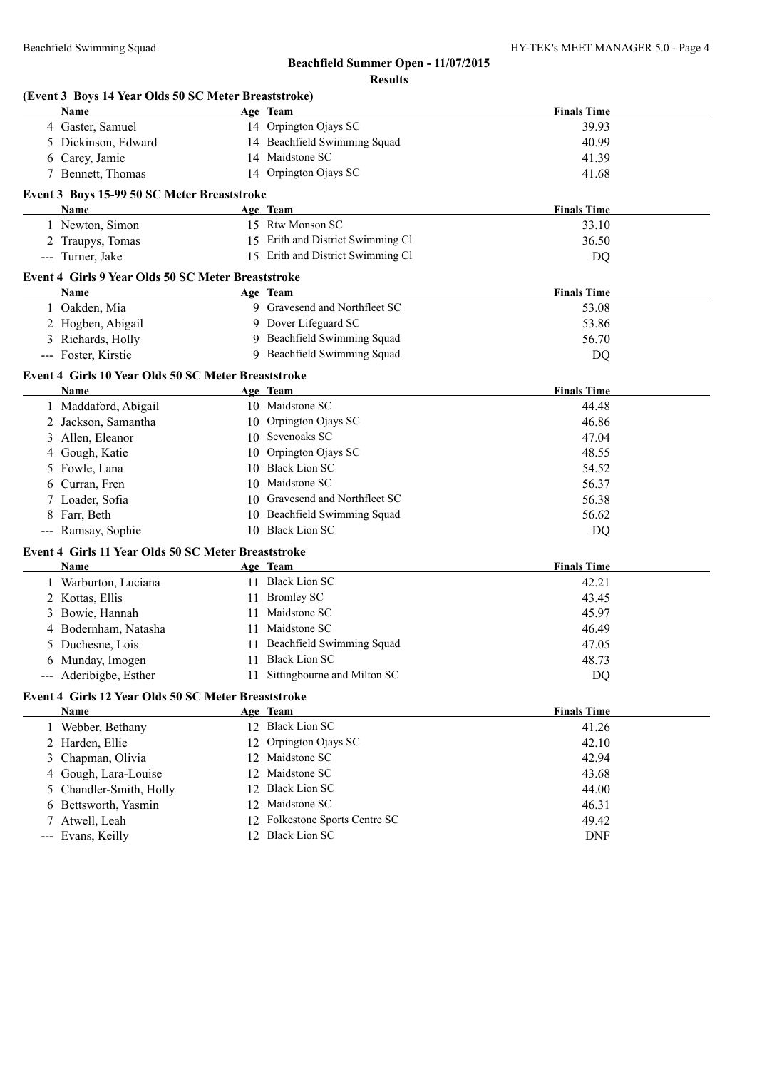## Beachfield Summer Open - 11/07/2015

### Results

#### (Event 3 Boys 14 Year Olds 50 SC Meter Breaststroke)

| | Name | Age | Team | Finals Time |
|---|---|---|---|---|
| 4 | Gaster, Samuel | 14 | Orpington Ojays SC | 39.93 |
| 5 | Dickinson, Edward | 14 | Beachfield Swimming Squad | 40.99 |
| 6 | Carey, Jamie | 14 | Maidstone SC | 41.39 |
| 7 | Bennett, Thomas | 14 | Orpington Ojays SC | 41.68 |

#### Event 3 Boys 15-99 50 SC Meter Breaststroke

| | Name | Age | Team | Finals Time |
|---|---|---|---|---|
| 1 | Newton, Simon | 15 | Rtw Monson SC | 33.10 |
| 2 | Traupys, Tomas | 15 | Erith and District Swimming Cl | 36.50 |
| --- | Turner, Jake | 15 | Erith and District Swimming Cl | DQ |

#### Event 4 Girls 9 Year Olds 50 SC Meter Breaststroke

| | Name | Age | Team | Finals Time |
|---|---|---|---|---|
| 1 | Oakden, Mia | 9 | Gravesend and Northfleet SC | 53.08 |
| 2 | Hogben, Abigail | 9 | Dover Lifeguard SC | 53.86 |
| 3 | Richards, Holly | 9 | Beachfield Swimming Squad | 56.70 |
| --- | Foster, Kirstie | 9 | Beachfield Swimming Squad | DQ |

#### Event 4 Girls 10 Year Olds 50 SC Meter Breaststroke

| | Name | Age | Team | Finals Time |
|---|---|---|---|---|
| 1 | Maddaford, Abigail | 10 | Maidstone SC | 44.48 |
| 2 | Jackson, Samantha | 10 | Orpington Ojays SC | 46.86 |
| 3 | Allen, Eleanor | 10 | Sevenoaks SC | 47.04 |
| 4 | Gough, Katie | 10 | Orpington Ojays SC | 48.55 |
| 5 | Fowle, Lana | 10 | Black Lion SC | 54.52 |
| 6 | Curran, Fren | 10 | Maidstone SC | 56.37 |
| 7 | Loader, Sofia | 10 | Gravesend and Northfleet SC | 56.38 |
| 8 | Farr, Beth | 10 | Beachfield Swimming Squad | 56.62 |
| --- | Ramsay, Sophie | 10 | Black Lion SC | DQ |

#### Event 4 Girls 11 Year Olds 50 SC Meter Breaststroke

| | Name | Age | Team | Finals Time |
|---|---|---|---|---|
| 1 | Warburton, Luciana | 11 | Black Lion SC | 42.21 |
| 2 | Kottas, Ellis | 11 | Bromley SC | 43.45 |
| 3 | Bowie, Hannah | 11 | Maidstone SC | 45.97 |
| 4 | Bodernham, Natasha | 11 | Maidstone SC | 46.49 |
| 5 | Duchesne, Lois | 11 | Beachfield Swimming Squad | 47.05 |
| 6 | Munday, Imogen | 11 | Black Lion SC | 48.73 |
| --- | Aderibigbe, Esther | 11 | Sittingbourne and Milton SC | DQ |

#### Event 4 Girls 12 Year Olds 50 SC Meter Breaststroke

| | Name | Age | Team | Finals Time |
|---|---|---|---|---|
| 1 | Webber, Bethany | 12 | Black Lion SC | 41.26 |
| 2 | Harden, Ellie | 12 | Orpington Ojays SC | 42.10 |
| 3 | Chapman, Olivia | 12 | Maidstone SC | 42.94 |
| 4 | Gough, Lara-Louise | 12 | Maidstone SC | 43.68 |
| 5 | Chandler-Smith, Holly | 12 | Black Lion SC | 44.00 |
| 6 | Bettsworth, Yasmin | 12 | Maidstone SC | 46.31 |
| 7 | Atwell, Leah | 12 | Folkestone Sports Centre SC | 49.42 |
| --- | Evans, Keilly | 12 | Black Lion SC | DNF |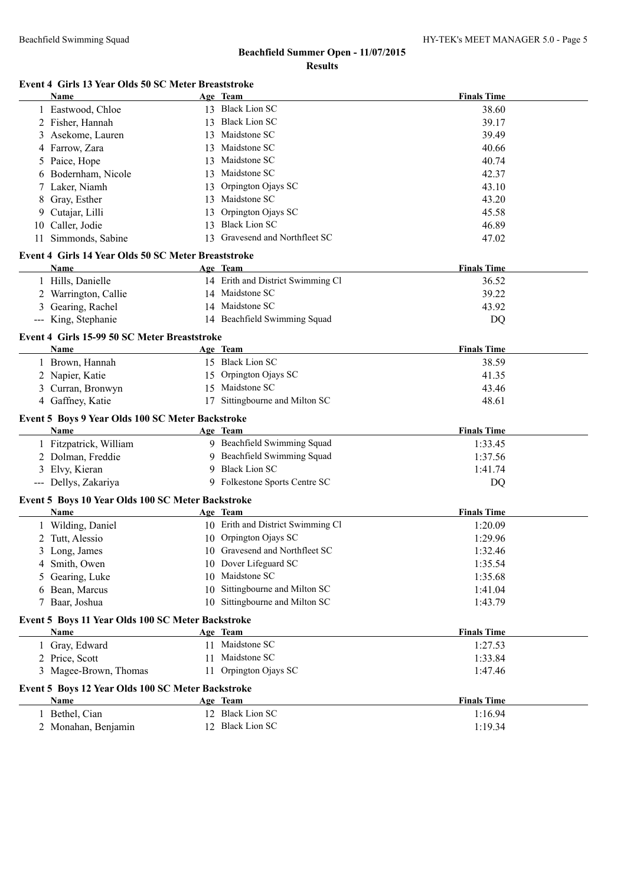## Beachfield Summer Open - 11/07/2015
### Results

**Event 4 Girls 13 Year Olds 50 SC Meter Breaststroke**

| | Name | Age | Team | Finals Time |
|---|---|---|---|---|
| 1 | Eastwood, Chloe | 13 | Black Lion SC | 38.60 |
| 2 | Fisher, Hannah | 13 | Black Lion SC | 39.17 |
| 3 | Asekome, Lauren | 13 | Maidstone SC | 39.49 |
| 4 | Farrow, Zara | 13 | Maidstone SC | 40.66 |
| 5 | Paice, Hope | 13 | Maidstone SC | 40.74 |
| 6 | Bodernham, Nicole | 13 | Maidstone SC | 42.37 |
| 7 | Laker, Niamh | 13 | Orpington Ojays SC | 43.10 |
| 8 | Gray, Esther | 13 | Maidstone SC | 43.20 |
| 9 | Cutajar, Lilli | 13 | Orpington Ojays SC | 45.58 |
| 10 | Caller, Jodie | 13 | Black Lion SC | 46.89 |
| 11 | Simmonds, Sabine | 13 | Gravesend and Northfleet SC | 47.02 |

**Event 4 Girls 14 Year Olds 50 SC Meter Breaststroke**

| | Name | Age | Team | Finals Time |
|---|---|---|---|---|
| 1 | Hills, Danielle | 14 | Erith and District Swimming Cl | 36.52 |
| 2 | Warrington, Callie | 14 | Maidstone SC | 39.22 |
| 3 | Gearing, Rachel | 14 | Maidstone SC | 43.92 |
| --- | King, Stephanie | 14 | Beachfield Swimming Squad | DQ |

**Event 4 Girls 15-99 50 SC Meter Breaststroke**

| | Name | Age | Team | Finals Time |
|---|---|---|---|---|
| 1 | Brown, Hannah | 15 | Black Lion SC | 38.59 |
| 2 | Napier, Katie | 15 | Orpington Ojays SC | 41.35 |
| 3 | Curran, Bronwyn | 15 | Maidstone SC | 43.46 |
| 4 | Gaffney, Katie | 17 | Sittingbourne and Milton SC | 48.61 |

**Event 5 Boys 9 Year Olds 100 SC Meter Backstroke**

| | Name | Age | Team | Finals Time |
|---|---|---|---|---|
| 1 | Fitzpatrick, William | 9 | Beachfield Swimming Squad | 1:33.45 |
| 2 | Dolman, Freddie | 9 | Beachfield Swimming Squad | 1:37.56 |
| 3 | Elvy, Kieran | 9 | Black Lion SC | 1:41.74 |
| --- | Dellys, Zakariya | 9 | Folkestone Sports Centre SC | DQ |

**Event 5 Boys 10 Year Olds 100 SC Meter Backstroke**

| | Name | Age | Team | Finals Time |
|---|---|---|---|---|
| 1 | Wilding, Daniel | 10 | Erith and District Swimming Cl | 1:20.09 |
| 2 | Tutt, Alessio | 10 | Orpington Ojays SC | 1:29.96 |
| 3 | Long, James | 10 | Gravesend and Northfleet SC | 1:32.46 |
| 4 | Smith, Owen | 10 | Dover Lifeguard SC | 1:35.54 |
| 5 | Gearing, Luke | 10 | Maidstone SC | 1:35.68 |
| 6 | Bean, Marcus | 10 | Sittingbourne and Milton SC | 1:41.04 |
| 7 | Baar, Joshua | 10 | Sittingbourne and Milton SC | 1:43.79 |

**Event 5 Boys 11 Year Olds 100 SC Meter Backstroke**

| | Name | Age | Team | Finals Time |
|---|---|---|---|---|
| 1 | Gray, Edward | 11 | Maidstone SC | 1:27.53 |
| 2 | Price, Scott | 11 | Maidstone SC | 1:33.84 |
| 3 | Magee-Brown, Thomas | 11 | Orpington Ojays SC | 1:47.46 |

**Event 5 Boys 12 Year Olds 100 SC Meter Backstroke**

| | Name | Age | Team | Finals Time |
|---|---|---|---|---|
| 1 | Bethel, Cian | 12 | Black Lion SC | 1:16.94 |
| 2 | Monahan, Benjamin | 12 | Black Lion SC | 1:19.34 |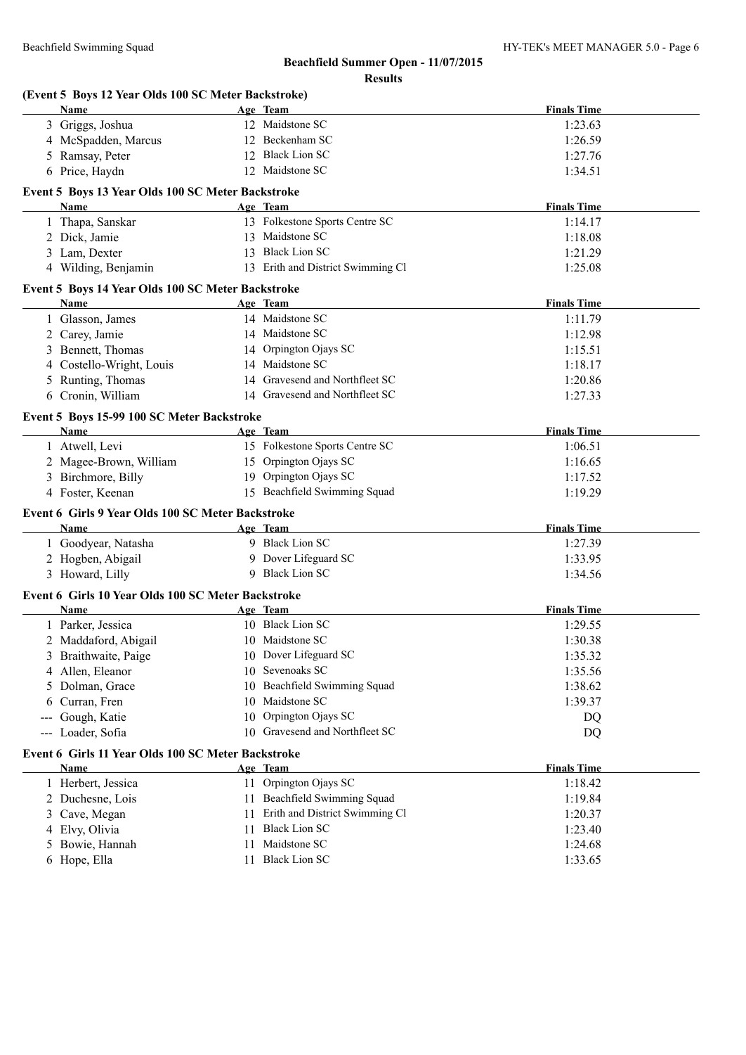## Beachfield Summer Open - 11/07/2015

### Results

**(Event 5 Boys 12 Year Olds 100 SC Meter Backstroke)**

| | Name | Age | Team | Finals Time |
|---|---|---|---|---|
| 3 | Griggs, Joshua | 12 | Maidstone SC | 1:23.63 |
| 4 | McSpadden, Marcus | 12 | Beckenham SC | 1:26.59 |
| 5 | Ramsay, Peter | 12 | Black Lion SC | 1:27.76 |
| 6 | Price, Haydn | 12 | Maidstone SC | 1:34.51 |

**Event 5 Boys 13 Year Olds 100 SC Meter Backstroke**

| | Name | Age | Team | Finals Time |
|---|---|---|---|---|
| 1 | Thapa, Sanskar | 13 | Folkestone Sports Centre SC | 1:14.17 |
| 2 | Dick, Jamie | 13 | Maidstone SC | 1:18.08 |
| 3 | Lam, Dexter | 13 | Black Lion SC | 1:21.29 |
| 4 | Wilding, Benjamin | 13 | Erith and District Swimming Cl | 1:25.08 |

**Event 5 Boys 14 Year Olds 100 SC Meter Backstroke**

| | Name | Age | Team | Finals Time |
|---|---|---|---|---|
| 1 | Glasson, James | 14 | Maidstone SC | 1:11.79 |
| 2 | Carey, Jamie | 14 | Maidstone SC | 1:12.98 |
| 3 | Bennett, Thomas | 14 | Orpington Ojays SC | 1:15.51 |
| 4 | Costello-Wright, Louis | 14 | Maidstone SC | 1:18.17 |
| 5 | Runting, Thomas | 14 | Gravesend and Northfleet SC | 1:20.86 |
| 6 | Cronin, William | 14 | Gravesend and Northfleet SC | 1:27.33 |

**Event 5 Boys 15-99 100 SC Meter Backstroke**

| | Name | Age | Team | Finals Time |
|---|---|---|---|---|
| 1 | Atwell, Levi | 15 | Folkestone Sports Centre SC | 1:06.51 |
| 2 | Magee-Brown, William | 15 | Orpington Ojays SC | 1:16.65 |
| 3 | Birchmore, Billy | 19 | Orpington Ojays SC | 1:17.52 |
| 4 | Foster, Keenan | 15 | Beachfield Swimming Squad | 1:19.29 |

**Event 6 Girls 9 Year Olds 100 SC Meter Backstroke**

| | Name | Age | Team | Finals Time |
|---|---|---|---|---|
| 1 | Goodyear, Natasha | 9 | Black Lion SC | 1:27.39 |
| 2 | Hogben, Abigail | 9 | Dover Lifeguard SC | 1:33.95 |
| 3 | Howard, Lilly | 9 | Black Lion SC | 1:34.56 |

**Event 6 Girls 10 Year Olds 100 SC Meter Backstroke**

| | Name | Age | Team | Finals Time |
|---|---|---|---|---|
| 1 | Parker, Jessica | 10 | Black Lion SC | 1:29.55 |
| 2 | Maddaford, Abigail | 10 | Maidstone SC | 1:30.38 |
| 3 | Braithwaite, Paige | 10 | Dover Lifeguard SC | 1:35.32 |
| 4 | Allen, Eleanor | 10 | Sevenoaks SC | 1:35.56 |
| 5 | Dolman, Grace | 10 | Beachfield Swimming Squad | 1:38.62 |
| 6 | Curran, Fren | 10 | Maidstone SC | 1:39.37 |
| --- | Gough, Katie | 10 | Orpington Ojays SC | DQ |
| --- | Loader, Sofia | 10 | Gravesend and Northfleet SC | DQ |

**Event 6 Girls 11 Year Olds 100 SC Meter Backstroke**

| | Name | Age | Team | Finals Time |
|---|---|---|---|---|
| 1 | Herbert, Jessica | 11 | Orpington Ojays SC | 1:18.42 |
| 2 | Duchesne, Lois | 11 | Beachfield Swimming Squad | 1:19.84 |
| 3 | Cave, Megan | 11 | Erith and District Swimming Cl | 1:20.37 |
| 4 | Elvy, Olivia | 11 | Black Lion SC | 1:23.40 |
| 5 | Bowie, Hannah | 11 | Maidstone SC | 1:24.68 |
| 6 | Hope, Ella | 11 | Black Lion SC | 1:33.65 |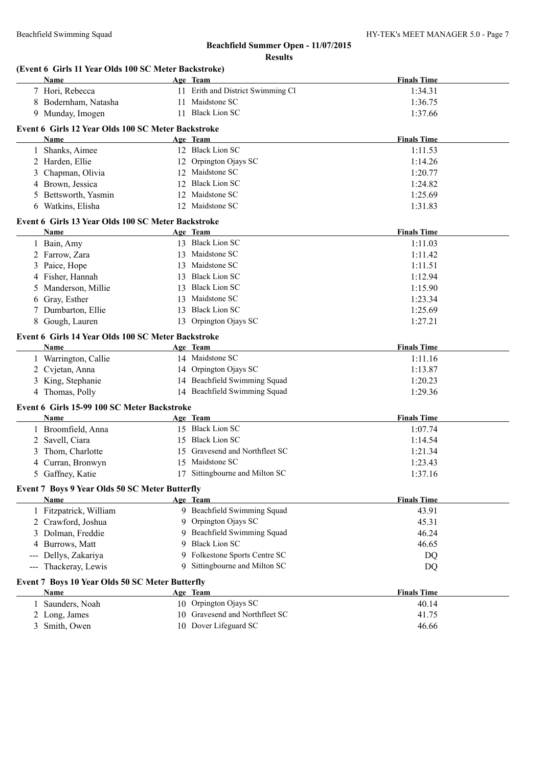## Beachfield Summer Open - 11/07/2015

### Results

**(Event 6 Girls 11 Year Olds 100 SC Meter Backstroke)**

| | Name | Age | Team | Finals Time |
|---|---|---|---|---|
| 7 | Hori, Rebecca | 11 | Erith and District Swimming Cl | 1:34.31 |
| 8 | Bodernham, Natasha | 11 | Maidstone SC | 1:36.75 |
| 9 | Munday, Imogen | 11 | Black Lion SC | 1:37.66 |

**Event 6 Girls 12 Year Olds 100 SC Meter Backstroke**

| | Name | Age | Team | Finals Time |
|---|---|---|---|---|
| 1 | Shanks, Aimee | 12 | Black Lion SC | 1:11.53 |
| 2 | Harden, Ellie | 12 | Orpington Ojays SC | 1:14.26 |
| 3 | Chapman, Olivia | 12 | Maidstone SC | 1:20.77 |
| 4 | Brown, Jessica | 12 | Black Lion SC | 1:24.82 |
| 5 | Bettsworth, Yasmin | 12 | Maidstone SC | 1:25.69 |
| 6 | Watkins, Elisha | 12 | Maidstone SC | 1:31.83 |

**Event 6 Girls 13 Year Olds 100 SC Meter Backstroke**

| | Name | Age | Team | Finals Time |
|---|---|---|---|---|
| 1 | Bain, Amy | 13 | Black Lion SC | 1:11.03 |
| 2 | Farrow, Zara | 13 | Maidstone SC | 1:11.42 |
| 3 | Paice, Hope | 13 | Maidstone SC | 1:11.51 |
| 4 | Fisher, Hannah | 13 | Black Lion SC | 1:12.94 |
| 5 | Manderson, Millie | 13 | Black Lion SC | 1:15.90 |
| 6 | Gray, Esther | 13 | Maidstone SC | 1:23.34 |
| 7 | Dumbarton, Ellie | 13 | Black Lion SC | 1:25.69 |
| 8 | Gough, Lauren | 13 | Orpington Ojays SC | 1:27.21 |

**Event 6 Girls 14 Year Olds 100 SC Meter Backstroke**

| | Name | Age | Team | Finals Time |
|---|---|---|---|---|
| 1 | Warrington, Callie | 14 | Maidstone SC | 1:11.16 |
| 2 | Cvjetan, Anna | 14 | Orpington Ojays SC | 1:13.87 |
| 3 | King, Stephanie | 14 | Beachfield Swimming Squad | 1:20.23 |
| 4 | Thomas, Polly | 14 | Beachfield Swimming Squad | 1:29.36 |

**Event 6 Girls 15-99 100 SC Meter Backstroke**

| | Name | Age | Team | Finals Time |
|---|---|---|---|---|
| 1 | Broomfield, Anna | 15 | Black Lion SC | 1:07.74 |
| 2 | Savell, Ciara | 15 | Black Lion SC | 1:14.54 |
| 3 | Thom, Charlotte | 15 | Gravesend and Northfleet SC | 1:21.34 |
| 4 | Curran, Bronwyn | 15 | Maidstone SC | 1:23.43 |
| 5 | Gaffney, Katie | 17 | Sittingbourne and Milton SC | 1:37.16 |

**Event 7 Boys 9 Year Olds 50 SC Meter Butterfly**

| | Name | Age | Team | Finals Time |
|---|---|---|---|---|
| 1 | Fitzpatrick, William | 9 | Beachfield Swimming Squad | 43.91 |
| 2 | Crawford, Joshua | 9 | Orpington Ojays SC | 45.31 |
| 3 | Dolman, Freddie | 9 | Beachfield Swimming Squad | 46.24 |
| 4 | Burrows, Matt | 9 | Black Lion SC | 46.65 |
| --- | Dellys, Zakariya | 9 | Folkestone Sports Centre SC | DQ |
| --- | Thackeray, Lewis | 9 | Sittingbourne and Milton SC | DQ |

**Event 7 Boys 10 Year Olds 50 SC Meter Butterfly**

| | Name | Age | Team | Finals Time |
|---|---|---|---|---|
| 1 | Saunders, Noah | 10 | Orpington Ojays SC | 40.14 |
| 2 | Long, James | 10 | Gravesend and Northfleet SC | 41.75 |
| 3 | Smith, Owen | 10 | Dover Lifeguard SC | 46.66 |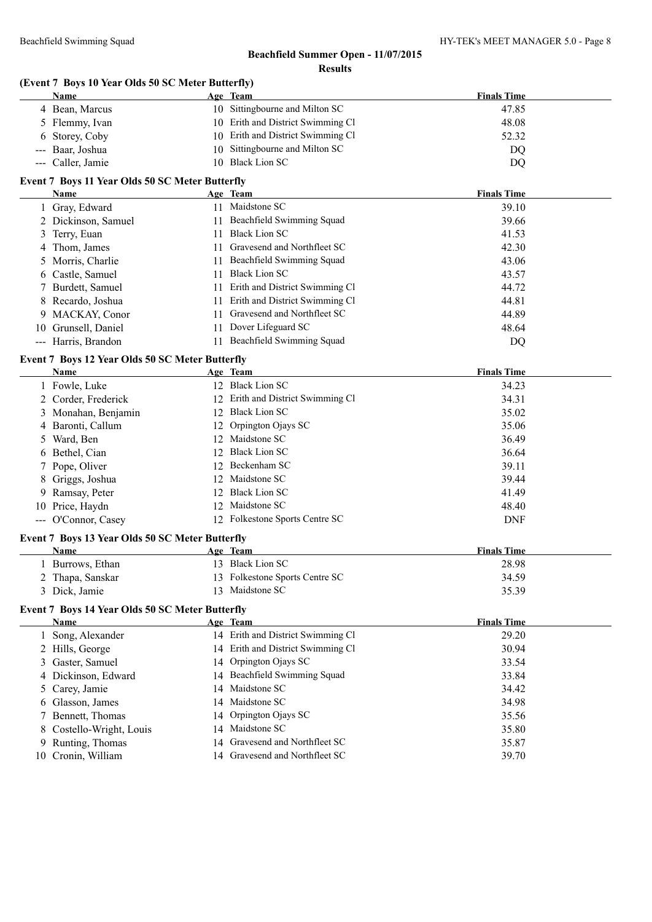## Beachfield Summer Open - 11/07/2015

### Results

#### (Event 7 Boys 10 Year Olds 50 SC Meter Butterfly)

| | Name | Age | Team | Finals Time |
|---|---|---|---|---|
| 4 | Bean, Marcus | 10 | Sittingbourne and Milton SC | 47.85 |
| 5 | Flemmy, Ivan | 10 | Erith and District Swimming Cl | 48.08 |
| 6 | Storey, Coby | 10 | Erith and District Swimming Cl | 52.32 |
| --- | Baar, Joshua | 10 | Sittingbourne and Milton SC | DQ |
| --- | Caller, Jamie | 10 | Black Lion SC | DQ |

#### Event 7 Boys 11 Year Olds 50 SC Meter Butterfly

| | Name | Age | Team | Finals Time |
|---|---|---|---|---|
| 1 | Gray, Edward | 11 | Maidstone SC | 39.10 |
| 2 | Dickinson, Samuel | 11 | Beachfield Swimming Squad | 39.66 |
| 3 | Terry, Euan | 11 | Black Lion SC | 41.53 |
| 4 | Thom, James | 11 | Gravesend and Northfleet SC | 42.30 |
| 5 | Morris, Charlie | 11 | Beachfield Swimming Squad | 43.06 |
| 6 | Castle, Samuel | 11 | Black Lion SC | 43.57 |
| 7 | Burdett, Samuel | 11 | Erith and District Swimming Cl | 44.72 |
| 8 | Recardo, Joshua | 11 | Erith and District Swimming Cl | 44.81 |
| 9 | MACKAY, Conor | 11 | Gravesend and Northfleet SC | 44.89 |
| 10 | Grunsell, Daniel | 11 | Dover Lifeguard SC | 48.64 |
| --- | Harris, Brandon | 11 | Beachfield Swimming Squad | DQ |

#### Event 7 Boys 12 Year Olds 50 SC Meter Butterfly

| | Name | Age | Team | Finals Time |
|---|---|---|---|---|
| 1 | Fowle, Luke | 12 | Black Lion SC | 34.23 |
| 2 | Corder, Frederick | 12 | Erith and District Swimming Cl | 34.31 |
| 3 | Monahan, Benjamin | 12 | Black Lion SC | 35.02 |
| 4 | Baronti, Callum | 12 | Orpington Ojays SC | 35.06 |
| 5 | Ward, Ben | 12 | Maidstone SC | 36.49 |
| 6 | Bethel, Cian | 12 | Black Lion SC | 36.64 |
| 7 | Pope, Oliver | 12 | Beckenham SC | 39.11 |
| 8 | Griggs, Joshua | 12 | Maidstone SC | 39.44 |
| 9 | Ramsay, Peter | 12 | Black Lion SC | 41.49 |
| 10 | Price, Haydn | 12 | Maidstone SC | 48.40 |
| --- | O'Connor, Casey | 12 | Folkestone Sports Centre SC | DNF |

#### Event 7 Boys 13 Year Olds 50 SC Meter Butterfly

| | Name | Age | Team | Finals Time |
|---|---|---|---|---|
| 1 | Burrows, Ethan | 13 | Black Lion SC | 28.98 |
| 2 | Thapa, Sanskar | 13 | Folkestone Sports Centre SC | 34.59 |
| 3 | Dick, Jamie | 13 | Maidstone SC | 35.39 |

#### Event 7 Boys 14 Year Olds 50 SC Meter Butterfly

| | Name | Age | Team | Finals Time |
|---|---|---|---|---|
| 1 | Song, Alexander | 14 | Erith and District Swimming Cl | 29.20 |
| 2 | Hills, George | 14 | Erith and District Swimming Cl | 30.94 |
| 3 | Gaster, Samuel | 14 | Orpington Ojays SC | 33.54 |
| 4 | Dickinson, Edward | 14 | Beachfield Swimming Squad | 33.84 |
| 5 | Carey, Jamie | 14 | Maidstone SC | 34.42 |
| 6 | Glasson, James | 14 | Maidstone SC | 34.98 |
| 7 | Bennett, Thomas | 14 | Orpington Ojays SC | 35.56 |
| 8 | Costello-Wright, Louis | 14 | Maidstone SC | 35.80 |
| 9 | Runting, Thomas | 14 | Gravesend and Northfleet SC | 35.87 |
| 10 | Cronin, William | 14 | Gravesend and Northfleet SC | 39.70 |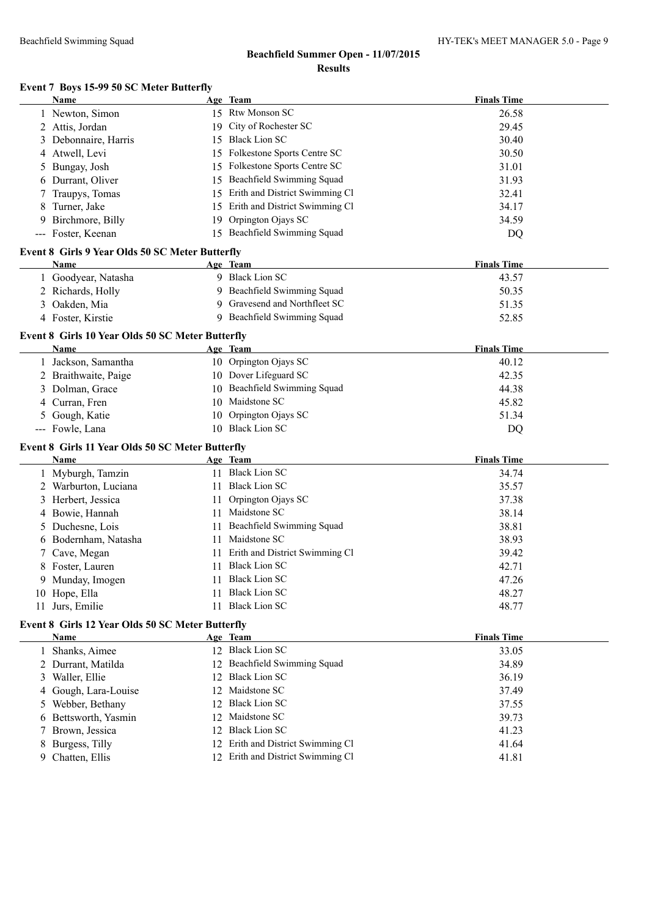## Beachfield Summer Open - 11/07/2015

### Results

**Event 7 Boys 15-99 50 SC Meter Butterfly**

| | Name | Age | Team | Finals Time |
|---|---|---|---|---|
| 1 | Newton, Simon | 15 | Rtw Monson SC | 26.58 |
| 2 | Attis, Jordan | 19 | City of Rochester SC | 29.45 |
| 3 | Debonnaire, Harris | 15 | Black Lion SC | 30.40 |
| 4 | Atwell, Levi | 15 | Folkestone Sports Centre SC | 30.50 |
| 5 | Bungay, Josh | 15 | Folkestone Sports Centre SC | 31.01 |
| 6 | Durrant, Oliver | 15 | Beachfield Swimming Squad | 31.93 |
| 7 | Traupys, Tomas | 15 | Erith and District Swimming Cl | 32.41 |
| 8 | Turner, Jake | 15 | Erith and District Swimming Cl | 34.17 |
| 9 | Birchmore, Billy | 19 | Orpington Ojays SC | 34.59 |
| --- | Foster, Keenan | 15 | Beachfield Swimming Squad | DQ |

**Event 8 Girls 9 Year Olds 50 SC Meter Butterfly**

| | Name | Age | Team | Finals Time |
|---|---|---|---|---|
| 1 | Goodyear, Natasha | 9 | Black Lion SC | 43.57 |
| 2 | Richards, Holly | 9 | Beachfield Swimming Squad | 50.35 |
| 3 | Oakden, Mia | 9 | Gravesend and Northfleet SC | 51.35 |
| 4 | Foster, Kirstie | 9 | Beachfield Swimming Squad | 52.85 |

**Event 8 Girls 10 Year Olds 50 SC Meter Butterfly**

| | Name | Age | Team | Finals Time |
|---|---|---|---|---|
| 1 | Jackson, Samantha | 10 | Orpington Ojays SC | 40.12 |
| 2 | Braithwaite, Paige | 10 | Dover Lifeguard SC | 42.35 |
| 3 | Dolman, Grace | 10 | Beachfield Swimming Squad | 44.38 |
| 4 | Curran, Fren | 10 | Maidstone SC | 45.82 |
| 5 | Gough, Katie | 10 | Orpington Ojays SC | 51.34 |
| --- | Fowle, Lana | 10 | Black Lion SC | DQ |

**Event 8 Girls 11 Year Olds 50 SC Meter Butterfly**

| | Name | Age | Team | Finals Time |
|---|---|---|---|---|
| 1 | Myburgh, Tamzin | 11 | Black Lion SC | 34.74 |
| 2 | Warburton, Luciana | 11 | Black Lion SC | 35.57 |
| 3 | Herbert, Jessica | 11 | Orpington Ojays SC | 37.38 |
| 4 | Bowie, Hannah | 11 | Maidstone SC | 38.14 |
| 5 | Duchesne, Lois | 11 | Beachfield Swimming Squad | 38.81 |
| 6 | Bodernham, Natasha | 11 | Maidstone SC | 38.93 |
| 7 | Cave, Megan | 11 | Erith and District Swimming Cl | 39.42 |
| 8 | Foster, Lauren | 11 | Black Lion SC | 42.71 |
| 9 | Munday, Imogen | 11 | Black Lion SC | 47.26 |
| 10 | Hope, Ella | 11 | Black Lion SC | 48.27 |
| 11 | Jurs, Emilie | 11 | Black Lion SC | 48.77 |

**Event 8 Girls 12 Year Olds 50 SC Meter Butterfly**

| | Name | Age | Team | Finals Time |
|---|---|---|---|---|
| 1 | Shanks, Aimee | 12 | Black Lion SC | 33.05 |
| 2 | Durrant, Matilda | 12 | Beachfield Swimming Squad | 34.89 |
| 3 | Waller, Ellie | 12 | Black Lion SC | 36.19 |
| 4 | Gough, Lara-Louise | 12 | Maidstone SC | 37.49 |
| 5 | Webber, Bethany | 12 | Black Lion SC | 37.55 |
| 6 | Bettsworth, Yasmin | 12 | Maidstone SC | 39.73 |
| 7 | Brown, Jessica | 12 | Black Lion SC | 41.23 |
| 8 | Burgess, Tilly | 12 | Erith and District Swimming Cl | 41.64 |
| 9 | Chatten, Ellis | 12 | Erith and District Swimming Cl | 41.81 |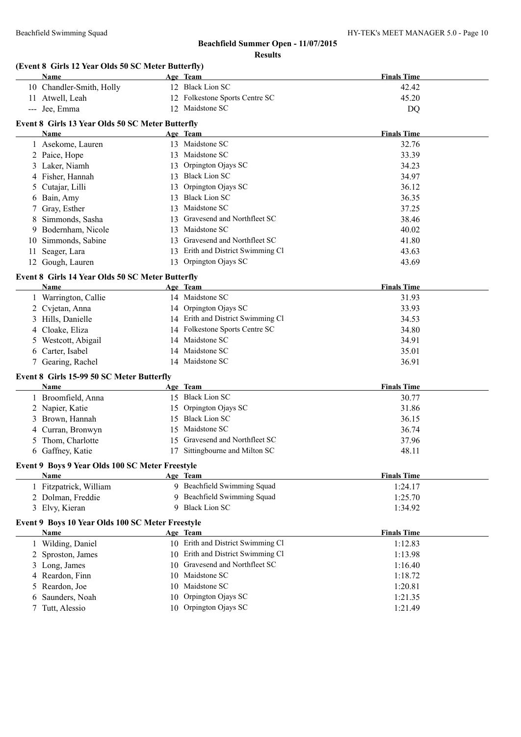## Beachfield Summer Open - 11/07/2015

**Results**

### (Event 8 Girls 12 Year Olds 50 SC Meter Butterfly)

| | Name | Age | Team | Finals Time |
|---|---|---|---|---|
| 10 | Chandler-Smith, Holly | 12 | Black Lion SC | 42.42 |
| 11 | Atwell, Leah | 12 | Folkestone Sports Centre SC | 45.20 |
| --- | Jee, Emma | 12 | Maidstone SC | DQ |

### Event 8 Girls 13 Year Olds 50 SC Meter Butterfly

| | Name | Age | Team | Finals Time |
|---|---|---|---|---|
| 1 | Asekome, Lauren | 13 | Maidstone SC | 32.76 |
| 2 | Paice, Hope | 13 | Maidstone SC | 33.39 |
| 3 | Laker, Niamh | 13 | Orpington Ojays SC | 34.23 |
| 4 | Fisher, Hannah | 13 | Black Lion SC | 34.97 |
| 5 | Cutajar, Lilli | 13 | Orpington Ojays SC | 36.12 |
| 6 | Bain, Amy | 13 | Black Lion SC | 36.35 |
| 7 | Gray, Esther | 13 | Maidstone SC | 37.25 |
| 8 | Simmonds, Sasha | 13 | Gravesend and Northfleet SC | 38.46 |
| 9 | Bodernham, Nicole | 13 | Maidstone SC | 40.02 |
| 10 | Simmonds, Sabine | 13 | Gravesend and Northfleet SC | 41.80 |
| 11 | Seager, Lara | 13 | Erith and District Swimming Cl | 43.63 |
| 12 | Gough, Lauren | 13 | Orpington Ojays SC | 43.69 |

### Event 8 Girls 14 Year Olds 50 SC Meter Butterfly

| | Name | Age | Team | Finals Time |
|---|---|---|---|---|
| 1 | Warrington, Callie | 14 | Maidstone SC | 31.93 |
| 2 | Cvjetan, Anna | 14 | Orpington Ojays SC | 33.93 |
| 3 | Hills, Danielle | 14 | Erith and District Swimming Cl | 34.53 |
| 4 | Cloake, Eliza | 14 | Folkestone Sports Centre SC | 34.80 |
| 5 | Westcott, Abigail | 14 | Maidstone SC | 34.91 |
| 6 | Carter, Isabel | 14 | Maidstone SC | 35.01 |
| 7 | Gearing, Rachel | 14 | Maidstone SC | 36.91 |

### Event 8 Girls 15-99 50 SC Meter Butterfly

| | Name | Age | Team | Finals Time |
|---|---|---|---|---|
| 1 | Broomfield, Anna | 15 | Black Lion SC | 30.77 |
| 2 | Napier, Katie | 15 | Orpington Ojays SC | 31.86 |
| 3 | Brown, Hannah | 15 | Black Lion SC | 36.15 |
| 4 | Curran, Bronwyn | 15 | Maidstone SC | 36.74 |
| 5 | Thom, Charlotte | 15 | Gravesend and Northfleet SC | 37.96 |
| 6 | Gaffney, Katie | 17 | Sittingbourne and Milton SC | 48.11 |

### Event 9 Boys 9 Year Olds 100 SC Meter Freestyle

| | Name | Age | Team | Finals Time |
|---|---|---|---|---|
| 1 | Fitzpatrick, William | 9 | Beachfield Swimming Squad | 1:24.17 |
| 2 | Dolman, Freddie | 9 | Beachfield Swimming Squad | 1:25.70 |
| 3 | Elvy, Kieran | 9 | Black Lion SC | 1:34.92 |

### Event 9 Boys 10 Year Olds 100 SC Meter Freestyle

| | Name | Age | Team | Finals Time |
|---|---|---|---|---|
| 1 | Wilding, Daniel | 10 | Erith and District Swimming Cl | 1:12.83 |
| 2 | Sproston, James | 10 | Erith and District Swimming Cl | 1:13.98 |
| 3 | Long, James | 10 | Gravesend and Northfleet SC | 1:16.40 |
| 4 | Reardon, Finn | 10 | Maidstone SC | 1:18.72 |
| 5 | Reardon, Joe | 10 | Maidstone SC | 1:20.81 |
| 6 | Saunders, Noah | 10 | Orpington Ojays SC | 1:21.35 |
| 7 | Tutt, Alessio | 10 | Orpington Ojays SC | 1:21.49 |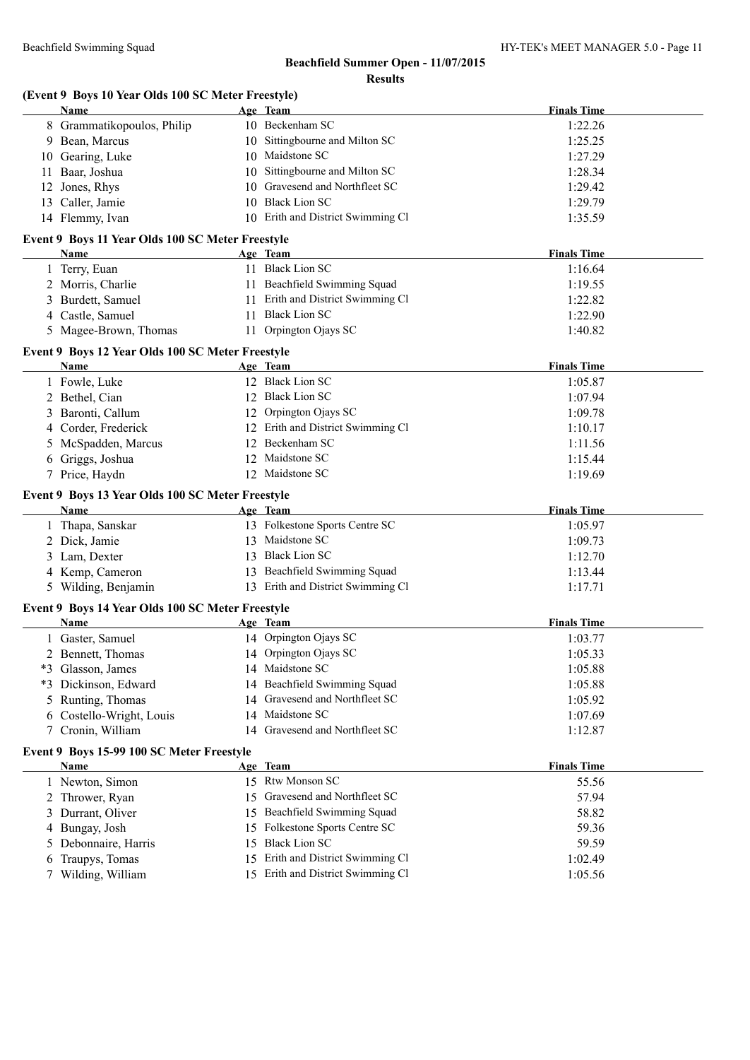## Beachfield Summer Open - 11/07/2015

### Results

**(Event 9 Boys 10 Year Olds 100 SC Meter Freestyle)**

| | Name | Age | Team | Finals Time |
|---|---|---|---|---|
| 8 | Grammatikopoulos, Philip | 10 | Beckenham SC | 1:22.26 |
| 9 | Bean, Marcus | 10 | Sittingbourne and Milton SC | 1:25.25 |
| 10 | Gearing, Luke | 10 | Maidstone SC | 1:27.29 |
| 11 | Baar, Joshua | 10 | Sittingbourne and Milton SC | 1:28.34 |
| 12 | Jones, Rhys | 10 | Gravesend and Northfleet SC | 1:29.42 |
| 13 | Caller, Jamie | 10 | Black Lion SC | 1:29.79 |
| 14 | Flemmy, Ivan | 10 | Erith and District Swimming Cl | 1:35.59 |

**Event 9 Boys 11 Year Olds 100 SC Meter Freestyle**

| | Name | Age | Team | Finals Time |
|---|---|---|---|---|
| 1 | Terry, Euan | 11 | Black Lion SC | 1:16.64 |
| 2 | Morris, Charlie | 11 | Beachfield Swimming Squad | 1:19.55 |
| 3 | Burdett, Samuel | 11 | Erith and District Swimming Cl | 1:22.82 |
| 4 | Castle, Samuel | 11 | Black Lion SC | 1:22.90 |
| 5 | Magee-Brown, Thomas | 11 | Orpington Ojays SC | 1:40.82 |

**Event 9 Boys 12 Year Olds 100 SC Meter Freestyle**

| | Name | Age | Team | Finals Time |
|---|---|---|---|---|
| 1 | Fowle, Luke | 12 | Black Lion SC | 1:05.87 |
| 2 | Bethel, Cian | 12 | Black Lion SC | 1:07.94 |
| 3 | Baronti, Callum | 12 | Orpington Ojays SC | 1:09.78 |
| 4 | Corder, Frederick | 12 | Erith and District Swimming Cl | 1:10.17 |
| 5 | McSpadden, Marcus | 12 | Beckenham SC | 1:11.56 |
| 6 | Griggs, Joshua | 12 | Maidstone SC | 1:15.44 |
| 7 | Price, Haydn | 12 | Maidstone SC | 1:19.69 |

**Event 9 Boys 13 Year Olds 100 SC Meter Freestyle**

| | Name | Age | Team | Finals Time |
|---|---|---|---|---|
| 1 | Thapa, Sanskar | 13 | Folkestone Sports Centre SC | 1:05.97 |
| 2 | Dick, Jamie | 13 | Maidstone SC | 1:09.73 |
| 3 | Lam, Dexter | 13 | Black Lion SC | 1:12.70 |
| 4 | Kemp, Cameron | 13 | Beachfield Swimming Squad | 1:13.44 |
| 5 | Wilding, Benjamin | 13 | Erith and District Swimming Cl | 1:17.71 |

**Event 9 Boys 14 Year Olds 100 SC Meter Freestyle**

| | Name | Age | Team | Finals Time |
|---|---|---|---|---|
| 1 | Gaster, Samuel | 14 | Orpington Ojays SC | 1:03.77 |
| 2 | Bennett, Thomas | 14 | Orpington Ojays SC | 1:05.33 |
| *3 | Glasson, James | 14 | Maidstone SC | 1:05.88 |
| *3 | Dickinson, Edward | 14 | Beachfield Swimming Squad | 1:05.88 |
| 5 | Runting, Thomas | 14 | Gravesend and Northfleet SC | 1:05.92 |
| 6 | Costello-Wright, Louis | 14 | Maidstone SC | 1:07.69 |
| 7 | Cronin, William | 14 | Gravesend and Northfleet SC | 1:12.87 |

**Event 9 Boys 15-99 100 SC Meter Freestyle**

| | Name | Age | Team | Finals Time |
|---|---|---|---|---|
| 1 | Newton, Simon | 15 | Rtw Monson SC | 55.56 |
| 2 | Thrower, Ryan | 15 | Gravesend and Northfleet SC | 57.94 |
| 3 | Durrant, Oliver | 15 | Beachfield Swimming Squad | 58.82 |
| 4 | Bungay, Josh | 15 | Folkestone Sports Centre SC | 59.36 |
| 5 | Debonnaire, Harris | 15 | Black Lion SC | 59.59 |
| 6 | Traupys, Tomas | 15 | Erith and District Swimming Cl | 1:02.49 |
| 7 | Wilding, William | 15 | Erith and District Swimming Cl | 1:05.56 |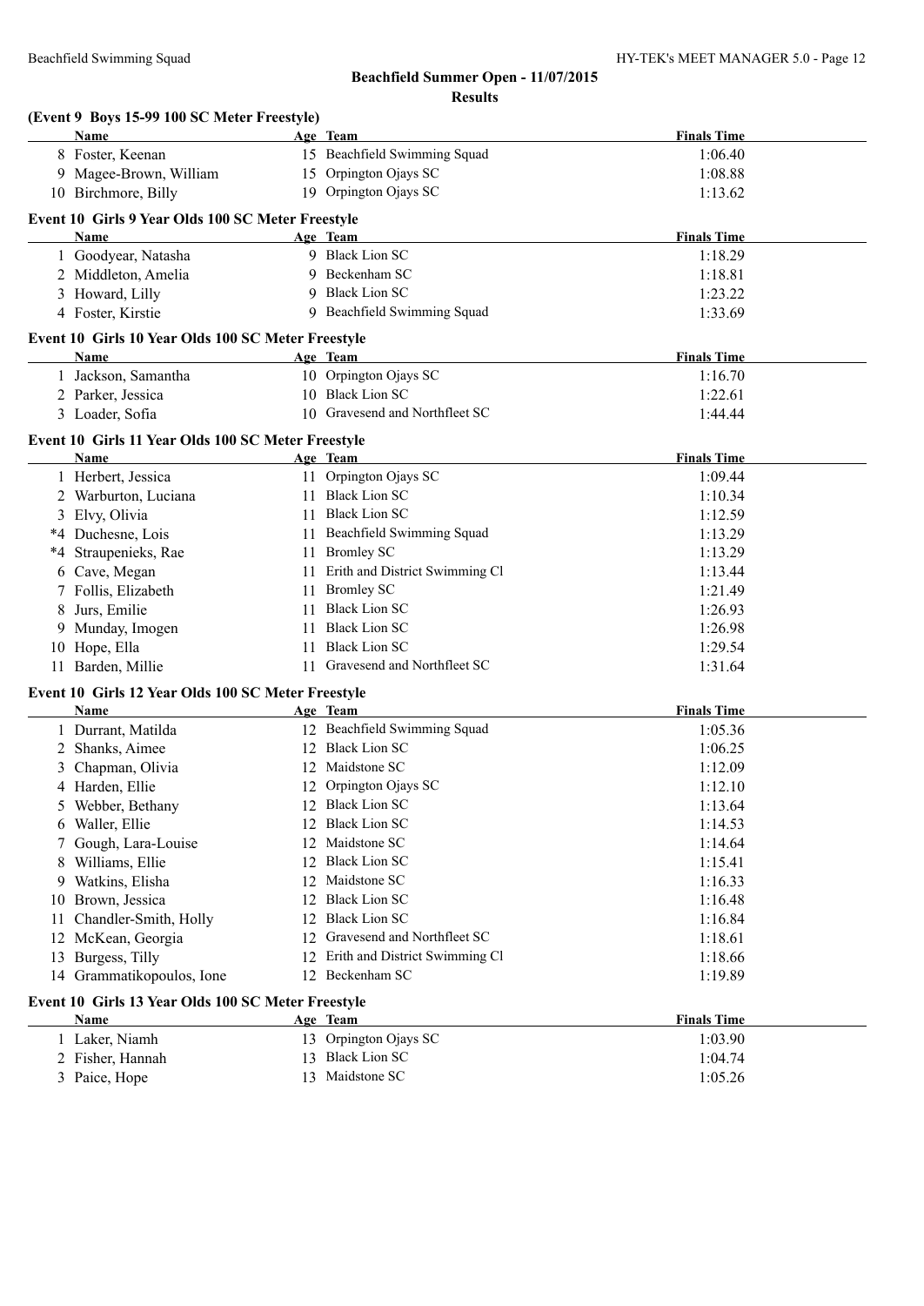## Beachfield Summer Open - 11/07/2015

### Results

**(Event 9 Boys 15-99 100 SC Meter Freestyle)**

| | Name | Age | Team | Finals Time |
|---|---|---|---|---|
| 8 | Foster, Keenan | 15 | Beachfield Swimming Squad | 1:06.40 |
| 9 | Magee-Brown, William | 15 | Orpington Ojays SC | 1:08.88 |
| 10 | Birchmore, Billy | 19 | Orpington Ojays SC | 1:13.62 |

**Event 10 Girls 9 Year Olds 100 SC Meter Freestyle**

| | Name | Age | Team | Finals Time |
|---|---|---|---|---|
| 1 | Goodyear, Natasha | 9 | Black Lion SC | 1:18.29 |
| 2 | Middleton, Amelia | 9 | Beckenham SC | 1:18.81 |
| 3 | Howard, Lilly | 9 | Black Lion SC | 1:23.22 |
| 4 | Foster, Kirstie | 9 | Beachfield Swimming Squad | 1:33.69 |

**Event 10 Girls 10 Year Olds 100 SC Meter Freestyle**

| | Name | Age | Team | Finals Time |
|---|---|---|---|---|
| 1 | Jackson, Samantha | 10 | Orpington Ojays SC | 1:16.70 |
| 2 | Parker, Jessica | 10 | Black Lion SC | 1:22.61 |
| 3 | Loader, Sofia | 10 | Gravesend and Northfleet SC | 1:44.44 |

**Event 10 Girls 11 Year Olds 100 SC Meter Freestyle**

| | Name | Age | Team | Finals Time |
|---|---|---|---|---|
| 1 | Herbert, Jessica | 11 | Orpington Ojays SC | 1:09.44 |
| 2 | Warburton, Luciana | 11 | Black Lion SC | 1:10.34 |
| 3 | Elvy, Olivia | 11 | Black Lion SC | 1:12.59 |
| *4 | Duchesne, Lois | 11 | Beachfield Swimming Squad | 1:13.29 |
| *4 | Straupenieks, Rae | 11 | Bromley SC | 1:13.29 |
| 6 | Cave, Megan | 11 | Erith and District Swimming Cl | 1:13.44 |
| 7 | Follis, Elizabeth | 11 | Bromley SC | 1:21.49 |
| 8 | Jurs, Emilie | 11 | Black Lion SC | 1:26.93 |
| 9 | Munday, Imogen | 11 | Black Lion SC | 1:26.98 |
| 10 | Hope, Ella | 11 | Black Lion SC | 1:29.54 |
| 11 | Barden, Millie | 11 | Gravesend and Northfleet SC | 1:31.64 |

**Event 10 Girls 12 Year Olds 100 SC Meter Freestyle**

| | Name | Age | Team | Finals Time |
|---|---|---|---|---|
| 1 | Durrant, Matilda | 12 | Beachfield Swimming Squad | 1:05.36 |
| 2 | Shanks, Aimee | 12 | Black Lion SC | 1:06.25 |
| 3 | Chapman, Olivia | 12 | Maidstone SC | 1:12.09 |
| 4 | Harden, Ellie | 12 | Orpington Ojays SC | 1:12.10 |
| 5 | Webber, Bethany | 12 | Black Lion SC | 1:13.64 |
| 6 | Waller, Ellie | 12 | Black Lion SC | 1:14.53 |
| 7 | Gough, Lara-Louise | 12 | Maidstone SC | 1:14.64 |
| 8 | Williams, Ellie | 12 | Black Lion SC | 1:15.41 |
| 9 | Watkins, Elisha | 12 | Maidstone SC | 1:16.33 |
| 10 | Brown, Jessica | 12 | Black Lion SC | 1:16.48 |
| 11 | Chandler-Smith, Holly | 12 | Black Lion SC | 1:16.84 |
| 12 | McKean, Georgia | 12 | Gravesend and Northfleet SC | 1:18.61 |
| 13 | Burgess, Tilly | 12 | Erith and District Swimming Cl | 1:18.66 |
| 14 | Grammatikopoulos, Ione | 12 | Beckenham SC | 1:19.89 |

**Event 10 Girls 13 Year Olds 100 SC Meter Freestyle**

| | Name | Age | Team | Finals Time |
|---|---|---|---|---|
| 1 | Laker, Niamh | 13 | Orpington Ojays SC | 1:03.90 |
| 2 | Fisher, Hannah | 13 | Black Lion SC | 1:04.74 |
| 3 | Paice, Hope | 13 | Maidstone SC | 1:05.26 |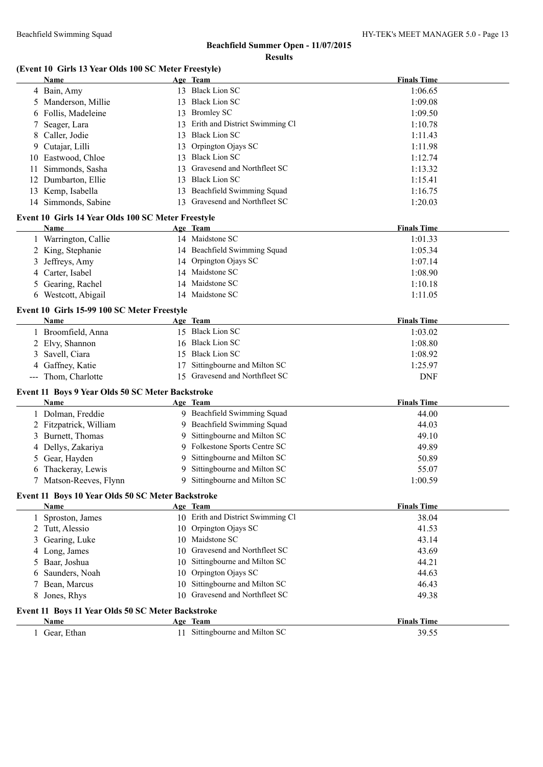## Beachfield Summer Open - 11/07/2015

### Results

### (Event 10 Girls 13 Year Olds 100 SC Meter Freestyle)

| | Name | Age | Team | Finals Time |
|---|---|---|---|---|
| 4 | Bain, Amy | 13 | Black Lion SC | 1:06.65 |
| 5 | Manderson, Millie | 13 | Black Lion SC | 1:09.08 |
| 6 | Follis, Madeleine | 13 | Bromley SC | 1:09.50 |
| 7 | Seager, Lara | 13 | Erith and District Swimming Cl | 1:10.78 |
| 8 | Caller, Jodie | 13 | Black Lion SC | 1:11.43 |
| 9 | Cutajar, Lilli | 13 | Orpington Ojays SC | 1:11.98 |
| 10 | Eastwood, Chloe | 13 | Black Lion SC | 1:12.74 |
| 11 | Simmonds, Sasha | 13 | Gravesend and Northfleet SC | 1:13.32 |
| 12 | Dumbarton, Ellie | 13 | Black Lion SC | 1:15.41 |
| 13 | Kemp, Isabella | 13 | Beachfield Swimming Squad | 1:16.75 |
| 14 | Simmonds, Sabine | 13 | Gravesend and Northfleet SC | 1:20.03 |

### Event 10 Girls 14 Year Olds 100 SC Meter Freestyle

| | Name | Age | Team | Finals Time |
|---|---|---|---|---|
| 1 | Warrington, Callie | 14 | Maidstone SC | 1:01.33 |
| 2 | King, Stephanie | 14 | Beachfield Swimming Squad | 1:05.34 |
| 3 | Jeffreys, Amy | 14 | Orpington Ojays SC | 1:07.14 |
| 4 | Carter, Isabel | 14 | Maidstone SC | 1:08.90 |
| 5 | Gearing, Rachel | 14 | Maidstone SC | 1:10.18 |
| 6 | Westcott, Abigail | 14 | Maidstone SC | 1:11.05 |

### Event 10 Girls 15-99 100 SC Meter Freestyle

| | Name | Age | Team | Finals Time |
|---|---|---|---|---|
| 1 | Broomfield, Anna | 15 | Black Lion SC | 1:03.02 |
| 2 | Elvy, Shannon | 16 | Black Lion SC | 1:08.80 |
| 3 | Savell, Ciara | 15 | Black Lion SC | 1:08.92 |
| 4 | Gaffney, Katie | 17 | Sittingbourne and Milton SC | 1:25.97 |
| --- | Thom, Charlotte | 15 | Gravesend and Northfleet SC | DNF |

### Event 11 Boys 9 Year Olds 50 SC Meter Backstroke

| | Name | Age | Team | Finals Time |
|---|---|---|---|---|
| 1 | Dolman, Freddie | 9 | Beachfield Swimming Squad | 44.00 |
| 2 | Fitzpatrick, William | 9 | Beachfield Swimming Squad | 44.03 |
| 3 | Burnett, Thomas | 9 | Sittingbourne and Milton SC | 49.10 |
| 4 | Dellys, Zakariya | 9 | Folkestone Sports Centre SC | 49.89 |
| 5 | Gear, Hayden | 9 | Sittingbourne and Milton SC | 50.89 |
| 6 | Thackeray, Lewis | 9 | Sittingbourne and Milton SC | 55.07 |
| 7 | Matson-Reeves, Flynn | 9 | Sittingbourne and Milton SC | 1:00.59 |

### Event 11 Boys 10 Year Olds 50 SC Meter Backstroke

| | Name | Age | Team | Finals Time |
|---|---|---|---|---|
| 1 | Sproston, James | 10 | Erith and District Swimming Cl | 38.04 |
| 2 | Tutt, Alessio | 10 | Orpington Ojays SC | 41.53 |
| 3 | Gearing, Luke | 10 | Maidstone SC | 43.14 |
| 4 | Long, James | 10 | Gravesend and Northfleet SC | 43.69 |
| 5 | Baar, Joshua | 10 | Sittingbourne and Milton SC | 44.21 |
| 6 | Saunders, Noah | 10 | Orpington Ojays SC | 44.63 |
| 7 | Bean, Marcus | 10 | Sittingbourne and Milton SC | 46.43 |
| 8 | Jones, Rhys | 10 | Gravesend and Northfleet SC | 49.38 |

### Event 11 Boys 11 Year Olds 50 SC Meter Backstroke

| | Name | Age | Team | Finals Time |
|---|---|---|---|---|
| 1 | Gear, Ethan | 11 | Sittingbourne and Milton SC | 39.55 |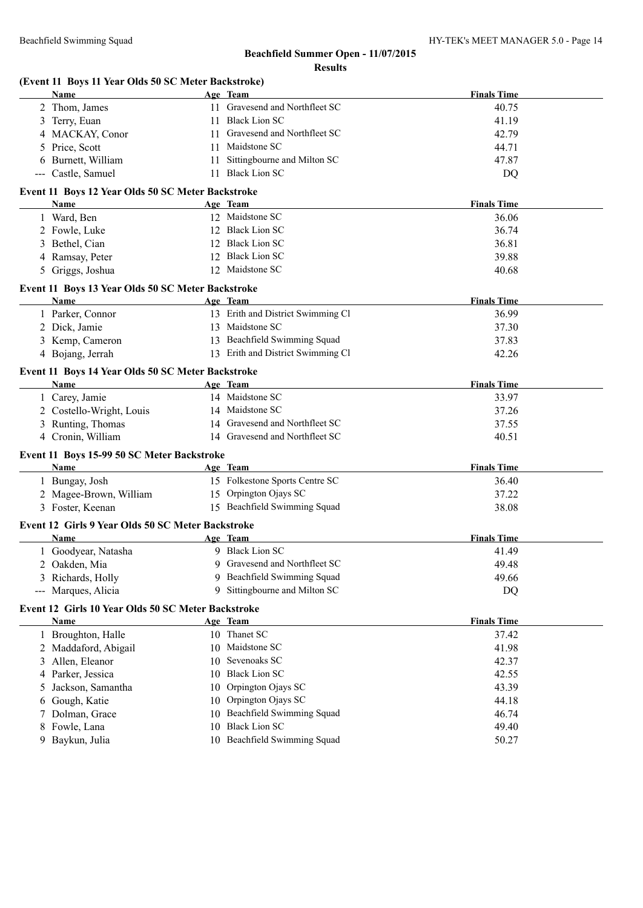## Beachfield Summer Open - 11/07/2015

### Results

**(Event 11 Boys 11 Year Olds 50 SC Meter Backstroke)**

| | Name | Age | Team | Finals Time |
|---|---|---|---|---|
| 2 | Thom, James | 11 | Gravesend and Northfleet SC | 40.75 |
| 3 | Terry, Euan | 11 | Black Lion SC | 41.19 |
| 4 | MACKAY, Conor | 11 | Gravesend and Northfleet SC | 42.79 |
| 5 | Price, Scott | 11 | Maidstone SC | 44.71 |
| 6 | Burnett, William | 11 | Sittingbourne and Milton SC | 47.87 |
| --- | Castle, Samuel | 11 | Black Lion SC | DQ |

**Event 11 Boys 12 Year Olds 50 SC Meter Backstroke**

| | Name | Age | Team | Finals Time |
|---|---|---|---|---|
| 1 | Ward, Ben | 12 | Maidstone SC | 36.06 |
| 2 | Fowle, Luke | 12 | Black Lion SC | 36.74 |
| 3 | Bethel, Cian | 12 | Black Lion SC | 36.81 |
| 4 | Ramsay, Peter | 12 | Black Lion SC | 39.88 |
| 5 | Griggs, Joshua | 12 | Maidstone SC | 40.68 |

**Event 11 Boys 13 Year Olds 50 SC Meter Backstroke**

| | Name | Age | Team | Finals Time |
|---|---|---|---|---|
| 1 | Parker, Connor | 13 | Erith and District Swimming Cl | 36.99 |
| 2 | Dick, Jamie | 13 | Maidstone SC | 37.30 |
| 3 | Kemp, Cameron | 13 | Beachfield Swimming Squad | 37.83 |
| 4 | Bojang, Jerrah | 13 | Erith and District Swimming Cl | 42.26 |

**Event 11 Boys 14 Year Olds 50 SC Meter Backstroke**

| | Name | Age | Team | Finals Time |
|---|---|---|---|---|
| 1 | Carey, Jamie | 14 | Maidstone SC | 33.97 |
| 2 | Costello-Wright, Louis | 14 | Maidstone SC | 37.26 |
| 3 | Runting, Thomas | 14 | Gravesend and Northfleet SC | 37.55 |
| 4 | Cronin, William | 14 | Gravesend and Northfleet SC | 40.51 |

**Event 11 Boys 15-99 50 SC Meter Backstroke**

| | Name | Age | Team | Finals Time |
|---|---|---|---|---|
| 1 | Bungay, Josh | 15 | Folkestone Sports Centre SC | 36.40 |
| 2 | Magee-Brown, William | 15 | Orpington Ojays SC | 37.22 |
| 3 | Foster, Keenan | 15 | Beachfield Swimming Squad | 38.08 |

**Event 12 Girls 9 Year Olds 50 SC Meter Backstroke**

| | Name | Age | Team | Finals Time |
|---|---|---|---|---|
| 1 | Goodyear, Natasha | 9 | Black Lion SC | 41.49 |
| 2 | Oakden, Mia | 9 | Gravesend and Northfleet SC | 49.48 |
| 3 | Richards, Holly | 9 | Beachfield Swimming Squad | 49.66 |
| --- | Marques, Alicia | 9 | Sittingbourne and Milton SC | DQ |

**Event 12 Girls 10 Year Olds 50 SC Meter Backstroke**

| | Name | Age | Team | Finals Time |
|---|---|---|---|---|
| 1 | Broughton, Halle | 10 | Thanet SC | 37.42 |
| 2 | Maddaford, Abigail | 10 | Maidstone SC | 41.98 |
| 3 | Allen, Eleanor | 10 | Sevenoaks SC | 42.37 |
| 4 | Parker, Jessica | 10 | Black Lion SC | 42.55 |
| 5 | Jackson, Samantha | 10 | Orpington Ojays SC | 43.39 |
| 6 | Gough, Katie | 10 | Orpington Ojays SC | 44.18 |
| 7 | Dolman, Grace | 10 | Beachfield Swimming Squad | 46.74 |
| 8 | Fowle, Lana | 10 | Black Lion SC | 49.40 |
| 9 | Baykun, Julia | 10 | Beachfield Swimming Squad | 50.27 |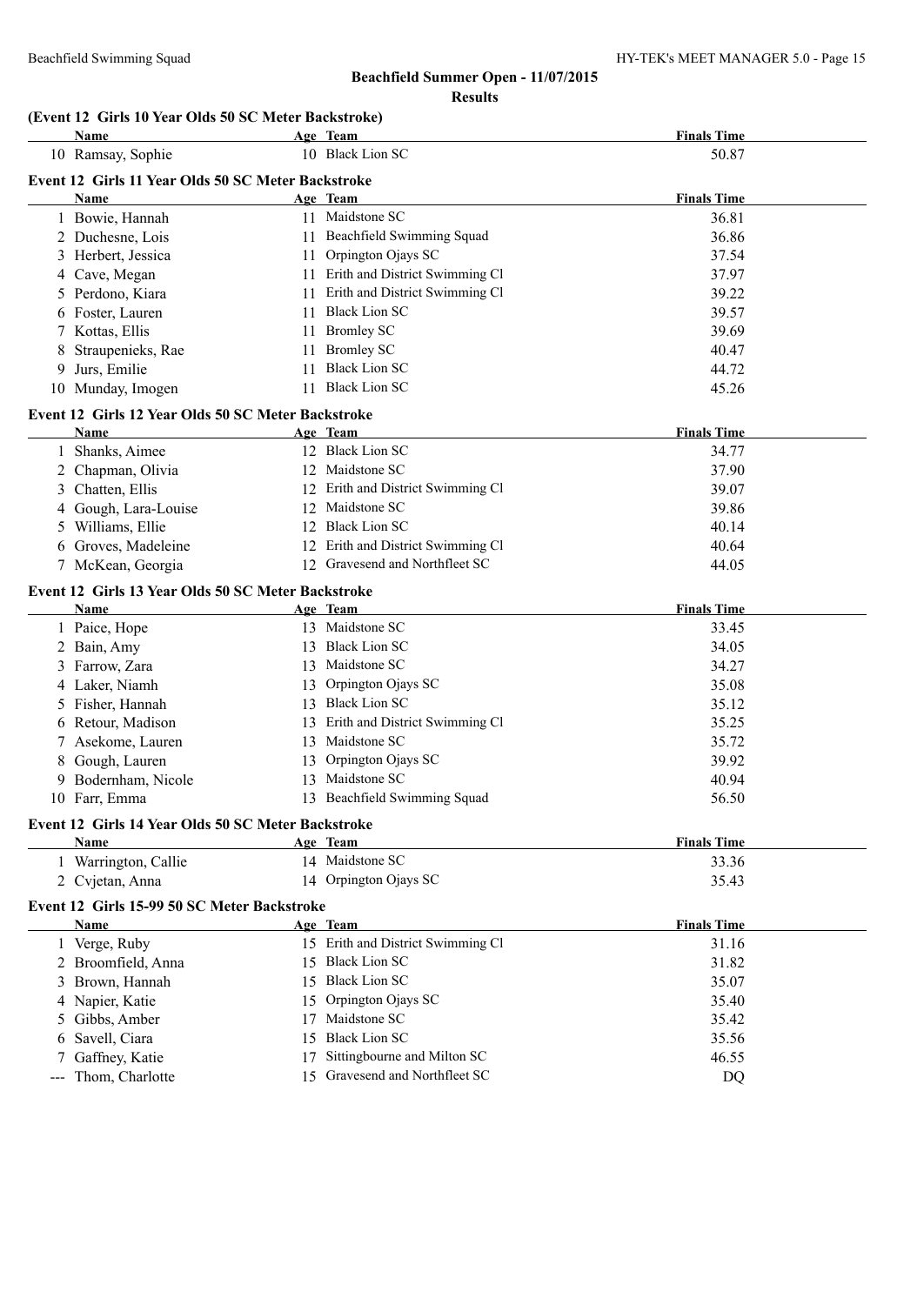## Beachfield Summer Open - 11/07/2015

### Results

**(Event 12 Girls 10 Year Olds 50 SC Meter Backstroke)**

| | Name | Age | Team | Finals Time |
|---|---|---|---|---|
| 10 | Ramsay, Sophie | 10 | Black Lion SC | 50.87 |

**Event 12 Girls 11 Year Olds 50 SC Meter Backstroke**

| | Name | Age | Team | Finals Time |
|---|---|---|---|---|
| 1 | Bowie, Hannah | 11 | Maidstone SC | 36.81 |
| 2 | Duchesne, Lois | 11 | Beachfield Swimming Squad | 36.86 |
| 3 | Herbert, Jessica | 11 | Orpington Ojays SC | 37.54 |
| 4 | Cave, Megan | 11 | Erith and District Swimming Cl | 37.97 |
| 5 | Perdono, Kiara | 11 | Erith and District Swimming Cl | 39.22 |
| 6 | Foster, Lauren | 11 | Black Lion SC | 39.57 |
| 7 | Kottas, Ellis | 11 | Bromley SC | 39.69 |
| 8 | Straupenieks, Rae | 11 | Bromley SC | 40.47 |
| 9 | Jurs, Emilie | 11 | Black Lion SC | 44.72 |
| 10 | Munday, Imogen | 11 | Black Lion SC | 45.26 |

**Event 12 Girls 12 Year Olds 50 SC Meter Backstroke**

| | Name | Age | Team | Finals Time |
|---|---|---|---|---|
| 1 | Shanks, Aimee | 12 | Black Lion SC | 34.77 |
| 2 | Chapman, Olivia | 12 | Maidstone SC | 37.90 |
| 3 | Chatten, Ellis | 12 | Erith and District Swimming Cl | 39.07 |
| 4 | Gough, Lara-Louise | 12 | Maidstone SC | 39.86 |
| 5 | Williams, Ellie | 12 | Black Lion SC | 40.14 |
| 6 | Groves, Madeleine | 12 | Erith and District Swimming Cl | 40.64 |
| 7 | McKean, Georgia | 12 | Gravesend and Northfleet SC | 44.05 |

**Event 12 Girls 13 Year Olds 50 SC Meter Backstroke**

| | Name | Age | Team | Finals Time |
|---|---|---|---|---|
| 1 | Paice, Hope | 13 | Maidstone SC | 33.45 |
| 2 | Bain, Amy | 13 | Black Lion SC | 34.05 |
| 3 | Farrow, Zara | 13 | Maidstone SC | 34.27 |
| 4 | Laker, Niamh | 13 | Orpington Ojays SC | 35.08 |
| 5 | Fisher, Hannah | 13 | Black Lion SC | 35.12 |
| 6 | Retour, Madison | 13 | Erith and District Swimming Cl | 35.25 |
| 7 | Asekome, Lauren | 13 | Maidstone SC | 35.72 |
| 8 | Gough, Lauren | 13 | Orpington Ojays SC | 39.92 |
| 9 | Bodernham, Nicole | 13 | Maidstone SC | 40.94 |
| 10 | Farr, Emma | 13 | Beachfield Swimming Squad | 56.50 |

**Event 12 Girls 14 Year Olds 50 SC Meter Backstroke**

| | Name | Age | Team | Finals Time |
|---|---|---|---|---|
| 1 | Warrington, Callie | 14 | Maidstone SC | 33.36 |
| 2 | Cvjetan, Anna | 14 | Orpington Ojays SC | 35.43 |

**Event 12 Girls 15-99 50 SC Meter Backstroke**

| | Name | Age | Team | Finals Time |
|---|---|---|---|---|
| 1 | Verge, Ruby | 15 | Erith and District Swimming Cl | 31.16 |
| 2 | Broomfield, Anna | 15 | Black Lion SC | 31.82 |
| 3 | Brown, Hannah | 15 | Black Lion SC | 35.07 |
| 4 | Napier, Katie | 15 | Orpington Ojays SC | 35.40 |
| 5 | Gibbs, Amber | 17 | Maidstone SC | 35.42 |
| 6 | Savell, Ciara | 15 | Black Lion SC | 35.56 |
| 7 | Gaffney, Katie | 17 | Sittingbourne and Milton SC | 46.55 |
| --- | Thom, Charlotte | 15 | Gravesend and Northfleet SC | DQ |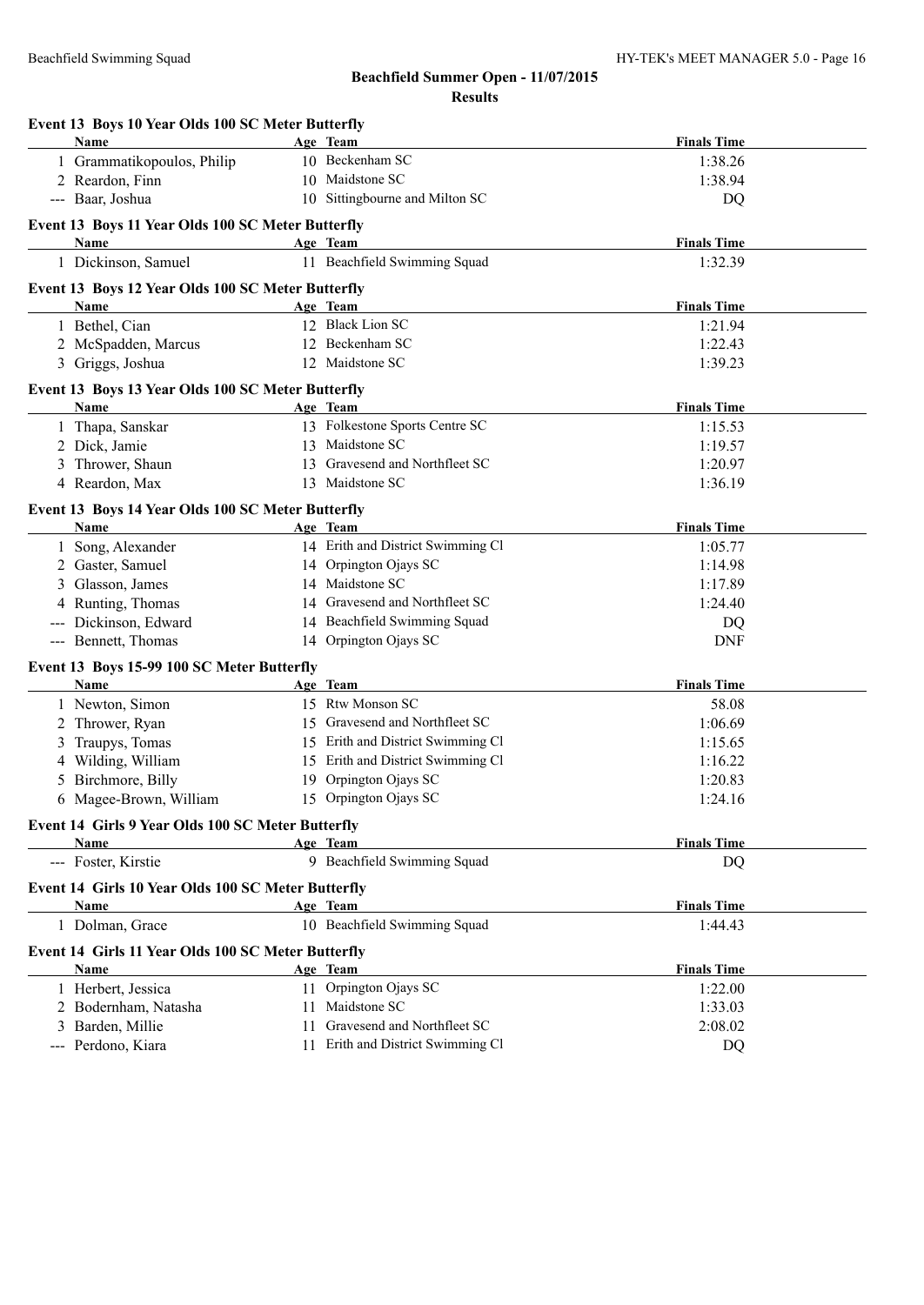## Beachfield Summer Open - 11/07/2015

### Results

**Event 13 Boys 10 Year Olds 100 SC Meter Butterfly**

| | Name | Age | Team | Finals Time |
|---|---|---|---|---|
| 1 | Grammatikopoulos, Philip | 10 | Beckenham SC | 1:38.26 |
| 2 | Reardon, Finn | 10 | Maidstone SC | 1:38.94 |
| --- | Baar, Joshua | 10 | Sittingbourne and Milton SC | DQ |

**Event 13 Boys 11 Year Olds 100 SC Meter Butterfly**

| | Name | Age | Team | Finals Time |
|---|---|---|---|---|
| 1 | Dickinson, Samuel | 11 | Beachfield Swimming Squad | 1:32.39 |

**Event 13 Boys 12 Year Olds 100 SC Meter Butterfly**

| | Name | Age | Team | Finals Time |
|---|---|---|---|---|
| 1 | Bethel, Cian | 12 | Black Lion SC | 1:21.94 |
| 2 | McSpadden, Marcus | 12 | Beckenham SC | 1:22.43 |
| 3 | Griggs, Joshua | 12 | Maidstone SC | 1:39.23 |

**Event 13 Boys 13 Year Olds 100 SC Meter Butterfly**

| | Name | Age | Team | Finals Time |
|---|---|---|---|---|
| 1 | Thapa, Sanskar | 13 | Folkestone Sports Centre SC | 1:15.53 |
| 2 | Dick, Jamie | 13 | Maidstone SC | 1:19.57 |
| 3 | Thrower, Shaun | 13 | Gravesend and Northfleet SC | 1:20.97 |
| 4 | Reardon, Max | 13 | Maidstone SC | 1:36.19 |

**Event 13 Boys 14 Year Olds 100 SC Meter Butterfly**

| | Name | Age | Team | Finals Time |
|---|---|---|---|---|
| 1 | Song, Alexander | 14 | Erith and District Swimming Cl | 1:05.77 |
| 2 | Gaster, Samuel | 14 | Orpington Ojays SC | 1:14.98 |
| 3 | Glasson, James | 14 | Maidstone SC | 1:17.89 |
| 4 | Runting, Thomas | 14 | Gravesend and Northfleet SC | 1:24.40 |
| --- | Dickinson, Edward | 14 | Beachfield Swimming Squad | DQ |
| --- | Bennett, Thomas | 14 | Orpington Ojays SC | DNF |

**Event 13 Boys 15-99 100 SC Meter Butterfly**

| | Name | Age | Team | Finals Time |
|---|---|---|---|---|
| 1 | Newton, Simon | 15 | Rtw Monson SC | 58.08 |
| 2 | Thrower, Ryan | 15 | Gravesend and Northfleet SC | 1:06.69 |
| 3 | Traupys, Tomas | 15 | Erith and District Swimming Cl | 1:15.65 |
| 4 | Wilding, William | 15 | Erith and District Swimming Cl | 1:16.22 |
| 5 | Birchmore, Billy | 19 | Orpington Ojays SC | 1:20.83 |
| 6 | Magee-Brown, William | 15 | Orpington Ojays SC | 1:24.16 |

**Event 14 Girls 9 Year Olds 100 SC Meter Butterfly**

| | Name | Age | Team | Finals Time |
|---|---|---|---|---|
| --- | Foster, Kirstie | 9 | Beachfield Swimming Squad | DQ |

**Event 14 Girls 10 Year Olds 100 SC Meter Butterfly**

| | Name | Age | Team | Finals Time |
|---|---|---|---|---|
| 1 | Dolman, Grace | 10 | Beachfield Swimming Squad | 1:44.43 |

**Event 14 Girls 11 Year Olds 100 SC Meter Butterfly**

| | Name | Age | Team | Finals Time |
|---|---|---|---|---|
| 1 | Herbert, Jessica | 11 | Orpington Ojays SC | 1:22.00 |
| 2 | Bodernham, Natasha | 11 | Maidstone SC | 1:33.03 |
| 3 | Barden, Millie | 11 | Gravesend and Northfleet SC | 2:08.02 |
| --- | Perdono, Kiara | 11 | Erith and District Swimming Cl | DQ |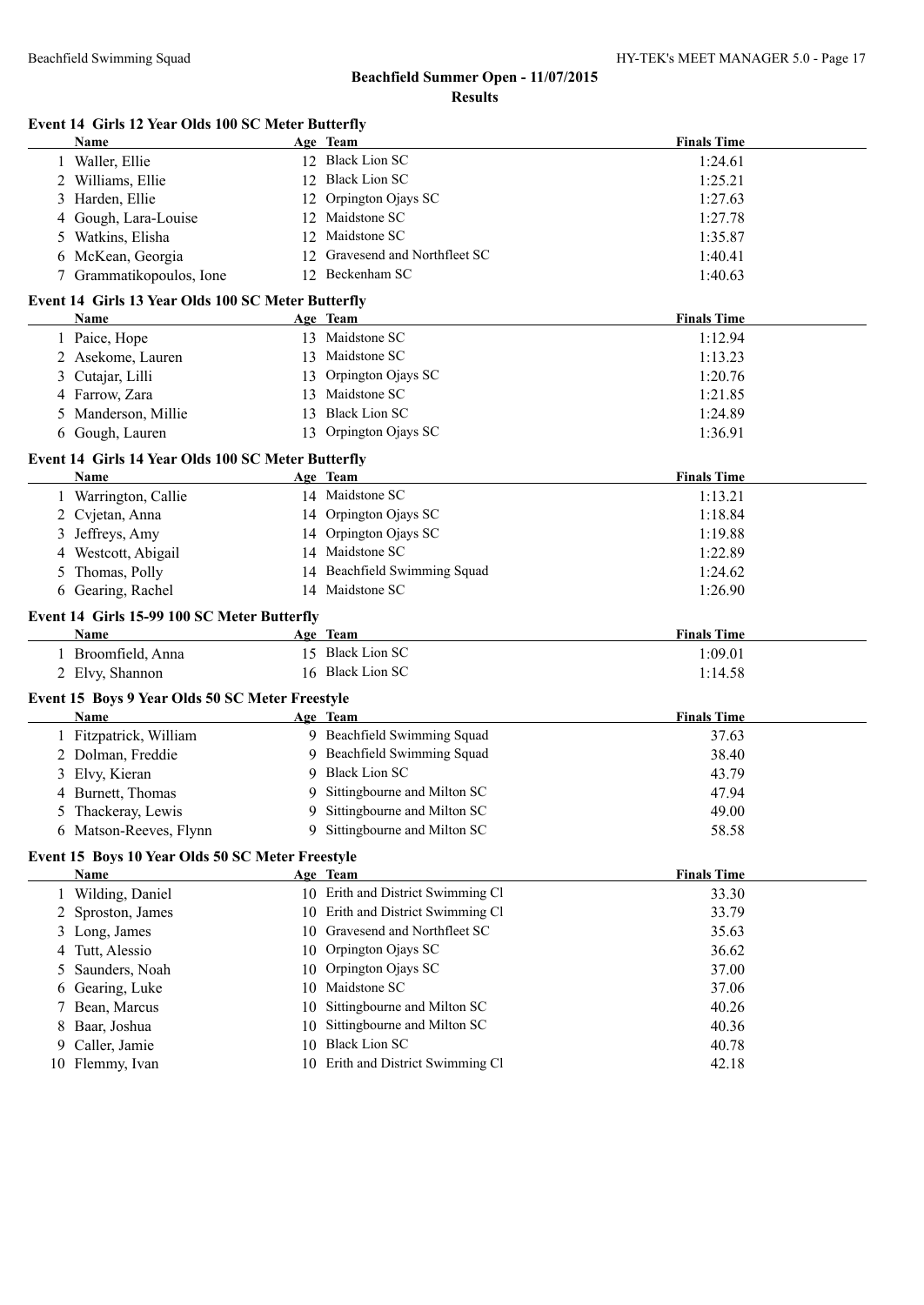# Beachfield Summer Open - 11/07/2015

## Results

### Event 14 Girls 12 Year Olds 100 SC Meter Butterfly

| | Name | Age | Team | Finals Time |
|---|---|---|---|---|
| 1 | Waller, Ellie | 12 | Black Lion SC | 1:24.61 |
| 2 | Williams, Ellie | 12 | Black Lion SC | 1:25.21 |
| 3 | Harden, Ellie | 12 | Orpington Ojays SC | 1:27.63 |
| 4 | Gough, Lara-Louise | 12 | Maidstone SC | 1:27.78 |
| 5 | Watkins, Elisha | 12 | Maidstone SC | 1:35.87 |
| 6 | McKean, Georgia | 12 | Gravesend and Northfleet SC | 1:40.41 |
| 7 | Grammatikopoulos, Ione | 12 | Beckenham SC | 1:40.63 |

### Event 14 Girls 13 Year Olds 100 SC Meter Butterfly

| | Name | Age | Team | Finals Time |
|---|---|---|---|---|
| 1 | Paice, Hope | 13 | Maidstone SC | 1:12.94 |
| 2 | Asekome, Lauren | 13 | Maidstone SC | 1:13.23 |
| 3 | Cutajar, Lilli | 13 | Orpington Ojays SC | 1:20.76 |
| 4 | Farrow, Zara | 13 | Maidstone SC | 1:21.85 |
| 5 | Manderson, Millie | 13 | Black Lion SC | 1:24.89 |
| 6 | Gough, Lauren | 13 | Orpington Ojays SC | 1:36.91 |

### Event 14 Girls 14 Year Olds 100 SC Meter Butterfly

| | Name | Age | Team | Finals Time |
|---|---|---|---|---|
| 1 | Warrington, Callie | 14 | Maidstone SC | 1:13.21 |
| 2 | Cvjetan, Anna | 14 | Orpington Ojays SC | 1:18.84 |
| 3 | Jeffreys, Amy | 14 | Orpington Ojays SC | 1:19.88 |
| 4 | Westcott, Abigail | 14 | Maidstone SC | 1:22.89 |
| 5 | Thomas, Polly | 14 | Beachfield Swimming Squad | 1:24.62 |
| 6 | Gearing, Rachel | 14 | Maidstone SC | 1:26.90 |

### Event 14 Girls 15-99 100 SC Meter Butterfly

| | Name | Age | Team | Finals Time |
|---|---|---|---|---|
| 1 | Broomfield, Anna | 15 | Black Lion SC | 1:09.01 |
| 2 | Elvy, Shannon | 16 | Black Lion SC | 1:14.58 |

### Event 15 Boys 9 Year Olds 50 SC Meter Freestyle

| | Name | Age | Team | Finals Time |
|---|---|---|---|---|
| 1 | Fitzpatrick, William | 9 | Beachfield Swimming Squad | 37.63 |
| 2 | Dolman, Freddie | 9 | Beachfield Swimming Squad | 38.40 |
| 3 | Elvy, Kieran | 9 | Black Lion SC | 43.79 |
| 4 | Burnett, Thomas | 9 | Sittingbourne and Milton SC | 47.94 |
| 5 | Thackeray, Lewis | 9 | Sittingbourne and Milton SC | 49.00 |
| 6 | Matson-Reeves, Flynn | 9 | Sittingbourne and Milton SC | 58.58 |

### Event 15 Boys 10 Year Olds 50 SC Meter Freestyle

| | Name | Age | Team | Finals Time |
|---|---|---|---|---|
| 1 | Wilding, Daniel | 10 | Erith and District Swimming Cl | 33.30 |
| 2 | Sproston, James | 10 | Erith and District Swimming Cl | 33.79 |
| 3 | Long, James | 10 | Gravesend and Northfleet SC | 35.63 |
| 4 | Tutt, Alessio | 10 | Orpington Ojays SC | 36.62 |
| 5 | Saunders, Noah | 10 | Orpington Ojays SC | 37.00 |
| 6 | Gearing, Luke | 10 | Maidstone SC | 37.06 |
| 7 | Bean, Marcus | 10 | Sittingbourne and Milton SC | 40.26 |
| 8 | Baar, Joshua | 10 | Sittingbourne and Milton SC | 40.36 |
| 9 | Caller, Jamie | 10 | Black Lion SC | 40.78 |
| 10 | Flemmy, Ivan | 10 | Erith and District Swimming Cl | 42.18 |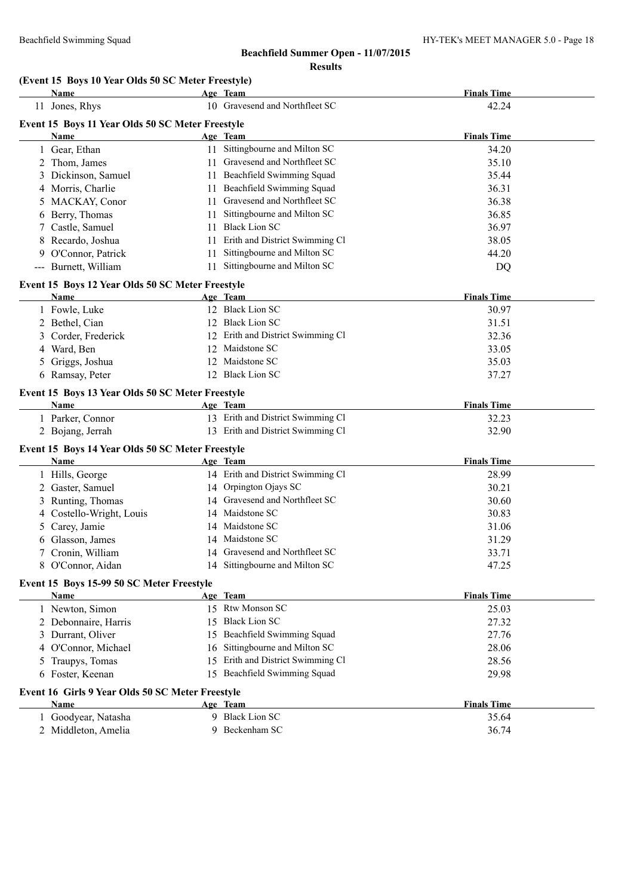## Beachfield Summer Open - 11/07/2015

### Results

**(Event 15 Boys 10 Year Olds 50 SC Meter Freestyle)**

| | Name | Age | Team | Finals Time |
|---|---|---|---|---|
| 11 | Jones, Rhys | 10 | Gravesend and Northfleet SC | 42.24 |

**Event 15 Boys 11 Year Olds 50 SC Meter Freestyle**

| | Name | Age | Team | Finals Time |
|---|---|---|---|---|
| 1 | Gear, Ethan | 11 | Sittingbourne and Milton SC | 34.20 |
| 2 | Thom, James | 11 | Gravesend and Northfleet SC | 35.10 |
| 3 | Dickinson, Samuel | 11 | Beachfield Swimming Squad | 35.44 |
| 4 | Morris, Charlie | 11 | Beachfield Swimming Squad | 36.31 |
| 5 | MACKAY, Conor | 11 | Gravesend and Northfleet SC | 36.38 |
| 6 | Berry, Thomas | 11 | Sittingbourne and Milton SC | 36.85 |
| 7 | Castle, Samuel | 11 | Black Lion SC | 36.97 |
| 8 | Recardo, Joshua | 11 | Erith and District Swimming Cl | 38.05 |
| 9 | O'Connor, Patrick | 11 | Sittingbourne and Milton SC | 44.20 |
| --- | Burnett, William | 11 | Sittingbourne and Milton SC | DQ |

**Event 15 Boys 12 Year Olds 50 SC Meter Freestyle**

| | Name | Age | Team | Finals Time |
|---|---|---|---|---|
| 1 | Fowle, Luke | 12 | Black Lion SC | 30.97 |
| 2 | Bethel, Cian | 12 | Black Lion SC | 31.51 |
| 3 | Corder, Frederick | 12 | Erith and District Swimming Cl | 32.36 |
| 4 | Ward, Ben | 12 | Maidstone SC | 33.05 |
| 5 | Griggs, Joshua | 12 | Maidstone SC | 35.03 |
| 6 | Ramsay, Peter | 12 | Black Lion SC | 37.27 |

**Event 15 Boys 13 Year Olds 50 SC Meter Freestyle**

| | Name | Age | Team | Finals Time |
|---|---|---|---|---|
| 1 | Parker, Connor | 13 | Erith and District Swimming Cl | 32.23 |
| 2 | Bojang, Jerrah | 13 | Erith and District Swimming Cl | 32.90 |

**Event 15 Boys 14 Year Olds 50 SC Meter Freestyle**

| | Name | Age | Team | Finals Time |
|---|---|---|---|---|
| 1 | Hills, George | 14 | Erith and District Swimming Cl | 28.99 |
| 2 | Gaster, Samuel | 14 | Orpington Ojays SC | 30.21 |
| 3 | Runting, Thomas | 14 | Gravesend and Northfleet SC | 30.60 |
| 4 | Costello-Wright, Louis | 14 | Maidstone SC | 30.83 |
| 5 | Carey, Jamie | 14 | Maidstone SC | 31.06 |
| 6 | Glasson, James | 14 | Maidstone SC | 31.29 |
| 7 | Cronin, William | 14 | Gravesend and Northfleet SC | 33.71 |
| 8 | O'Connor, Aidan | 14 | Sittingbourne and Milton SC | 47.25 |

**Event 15 Boys 15-99 50 SC Meter Freestyle**

| | Name | Age | Team | Finals Time |
|---|---|---|---|---|
| 1 | Newton, Simon | 15 | Rtw Monson SC | 25.03 |
| 2 | Debonnaire, Harris | 15 | Black Lion SC | 27.32 |
| 3 | Durrant, Oliver | 15 | Beachfield Swimming Squad | 27.76 |
| 4 | O'Connor, Michael | 16 | Sittingbourne and Milton SC | 28.06 |
| 5 | Traupys, Tomas | 15 | Erith and District Swimming Cl | 28.56 |
| 6 | Foster, Keenan | 15 | Beachfield Swimming Squad | 29.98 |

**Event 16 Girls 9 Year Olds 50 SC Meter Freestyle**

| | Name | Age | Team | Finals Time |
|---|---|---|---|---|
| 1 | Goodyear, Natasha | 9 | Black Lion SC | 35.64 |
| 2 | Middleton, Amelia | 9 | Beckenham SC | 36.74 |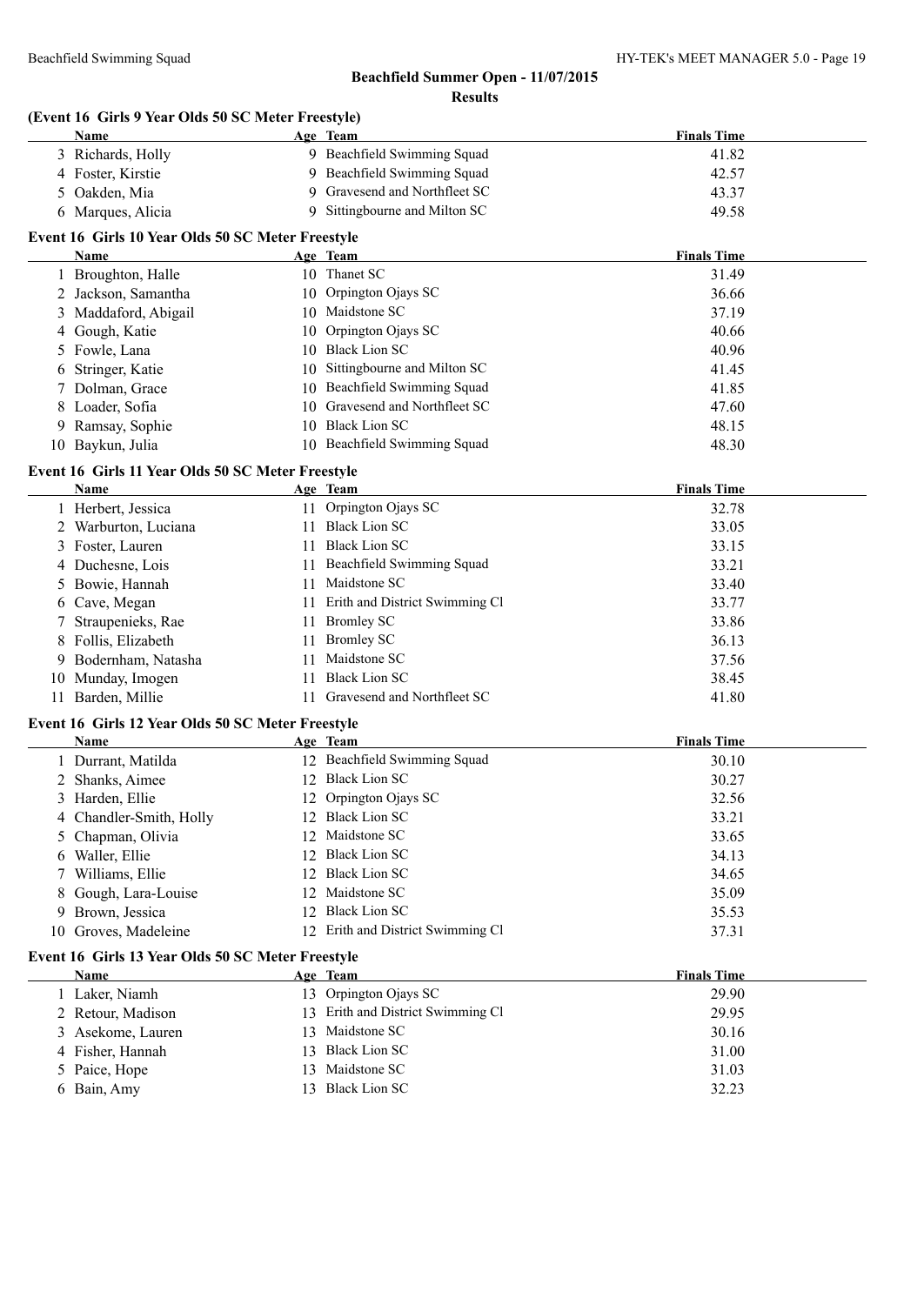## Beachfield Summer Open - 11/07/2015

### Results

#### (Event 16 Girls 9 Year Olds 50 SC Meter Freestyle)

| | Name | Age | Team | Finals Time |
|---|---|---|---|---|
| 3 | Richards, Holly | 9 | Beachfield Swimming Squad | 41.82 |
| 4 | Foster, Kirstie | 9 | Beachfield Swimming Squad | 42.57 |
| 5 | Oakden, Mia | 9 | Gravesend and Northfleet SC | 43.37 |
| 6 | Marques, Alicia | 9 | Sittingbourne and Milton SC | 49.58 |

#### Event 16 Girls 10 Year Olds 50 SC Meter Freestyle

| | Name | Age | Team | Finals Time |
|---|---|---|---|---|
| 1 | Broughton, Halle | 10 | Thanet SC | 31.49 |
| 2 | Jackson, Samantha | 10 | Orpington Ojays SC | 36.66 |
| 3 | Maddaford, Abigail | 10 | Maidstone SC | 37.19 |
| 4 | Gough, Katie | 10 | Orpington Ojays SC | 40.66 |
| 5 | Fowle, Lana | 10 | Black Lion SC | 40.96 |
| 6 | Stringer, Katie | 10 | Sittingbourne and Milton SC | 41.45 |
| 7 | Dolman, Grace | 10 | Beachfield Swimming Squad | 41.85 |
| 8 | Loader, Sofia | 10 | Gravesend and Northfleet SC | 47.60 |
| 9 | Ramsay, Sophie | 10 | Black Lion SC | 48.15 |
| 10 | Baykun, Julia | 10 | Beachfield Swimming Squad | 48.30 |

#### Event 16 Girls 11 Year Olds 50 SC Meter Freestyle

| | Name | Age | Team | Finals Time |
|---|---|---|---|---|
| 1 | Herbert, Jessica | 11 | Orpington Ojays SC | 32.78 |
| 2 | Warburton, Luciana | 11 | Black Lion SC | 33.05 |
| 3 | Foster, Lauren | 11 | Black Lion SC | 33.15 |
| 4 | Duchesne, Lois | 11 | Beachfield Swimming Squad | 33.21 |
| 5 | Bowie, Hannah | 11 | Maidstone SC | 33.40 |
| 6 | Cave, Megan | 11 | Erith and District Swimming Cl | 33.77 |
| 7 | Straupenieks, Rae | 11 | Bromley SC | 33.86 |
| 8 | Follis, Elizabeth | 11 | Bromley SC | 36.13 |
| 9 | Bodernham, Natasha | 11 | Maidstone SC | 37.56 |
| 10 | Munday, Imogen | 11 | Black Lion SC | 38.45 |
| 11 | Barden, Millie | 11 | Gravesend and Northfleet SC | 41.80 |

#### Event 16 Girls 12 Year Olds 50 SC Meter Freestyle

| | Name | Age | Team | Finals Time |
|---|---|---|---|---|
| 1 | Durrant, Matilda | 12 | Beachfield Swimming Squad | 30.10 |
| 2 | Shanks, Aimee | 12 | Black Lion SC | 30.27 |
| 3 | Harden, Ellie | 12 | Orpington Ojays SC | 32.56 |
| 4 | Chandler-Smith, Holly | 12 | Black Lion SC | 33.21 |
| 5 | Chapman, Olivia | 12 | Maidstone SC | 33.65 |
| 6 | Waller, Ellie | 12 | Black Lion SC | 34.13 |
| 7 | Williams, Ellie | 12 | Black Lion SC | 34.65 |
| 8 | Gough, Lara-Louise | 12 | Maidstone SC | 35.09 |
| 9 | Brown, Jessica | 12 | Black Lion SC | 35.53 |
| 10 | Groves, Madeleine | 12 | Erith and District Swimming Cl | 37.31 |

#### Event 16 Girls 13 Year Olds 50 SC Meter Freestyle

| | Name | Age | Team | Finals Time |
|---|---|---|---|---|
| 1 | Laker, Niamh | 13 | Orpington Ojays SC | 29.90 |
| 2 | Retour, Madison | 13 | Erith and District Swimming Cl | 29.95 |
| 3 | Asekome, Lauren | 13 | Maidstone SC | 30.16 |
| 4 | Fisher, Hannah | 13 | Black Lion SC | 31.00 |
| 5 | Paice, Hope | 13 | Maidstone SC | 31.03 |
| 6 | Bain, Amy | 13 | Black Lion SC | 32.23 |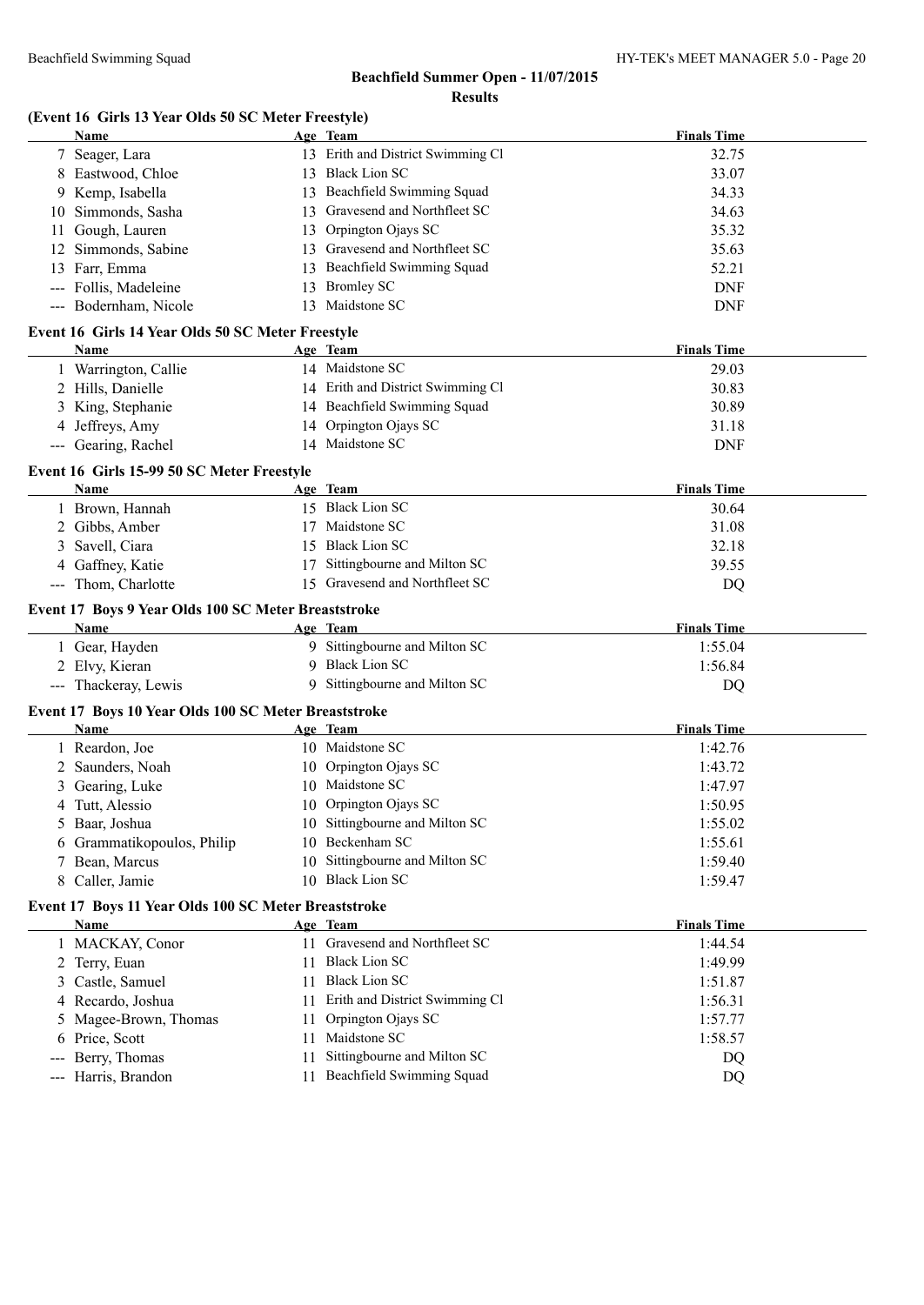## Beachfield Summer Open - 11/07/2015

### Results

**(Event 16 Girls 13 Year Olds 50 SC Meter Freestyle)**

| | Name | Age | Team | Finals Time |
|---|---|---|---|---|
| 7 | Seager, Lara | 13 | Erith and District Swimming Cl | 32.75 |
| 8 | Eastwood, Chloe | 13 | Black Lion SC | 33.07 |
| 9 | Kemp, Isabella | 13 | Beachfield Swimming Squad | 34.33 |
| 10 | Simmonds, Sasha | 13 | Gravesend and Northfleet SC | 34.63 |
| 11 | Gough, Lauren | 13 | Orpington Ojays SC | 35.32 |
| 12 | Simmonds, Sabine | 13 | Gravesend and Northfleet SC | 35.63 |
| 13 | Farr, Emma | 13 | Beachfield Swimming Squad | 52.21 |
| --- | Follis, Madeleine | 13 | Bromley SC | DNF |
| --- | Bodernham, Nicole | 13 | Maidstone SC | DNF |

**Event 16 Girls 14 Year Olds 50 SC Meter Freestyle**

| | Name | Age | Team | Finals Time |
|---|---|---|---|---|
| 1 | Warrington, Callie | 14 | Maidstone SC | 29.03 |
| 2 | Hills, Danielle | 14 | Erith and District Swimming Cl | 30.83 |
| 3 | King, Stephanie | 14 | Beachfield Swimming Squad | 30.89 |
| 4 | Jeffreys, Amy | 14 | Orpington Ojays SC | 31.18 |
| --- | Gearing, Rachel | 14 | Maidstone SC | DNF |

**Event 16 Girls 15-99 50 SC Meter Freestyle**

| | Name | Age | Team | Finals Time |
|---|---|---|---|---|
| 1 | Brown, Hannah | 15 | Black Lion SC | 30.64 |
| 2 | Gibbs, Amber | 17 | Maidstone SC | 31.08 |
| 3 | Savell, Ciara | 15 | Black Lion SC | 32.18 |
| 4 | Gaffney, Katie | 17 | Sittingbourne and Milton SC | 39.55 |
| --- | Thom, Charlotte | 15 | Gravesend and Northfleet SC | DQ |

**Event 17 Boys 9 Year Olds 100 SC Meter Breaststroke**

| | Name | Age | Team | Finals Time |
|---|---|---|---|---|
| 1 | Gear, Hayden | 9 | Sittingbourne and Milton SC | 1:55.04 |
| 2 | Elvy, Kieran | 9 | Black Lion SC | 1:56.84 |
| --- | Thackeray, Lewis | 9 | Sittingbourne and Milton SC | DQ |

**Event 17 Boys 10 Year Olds 100 SC Meter Breaststroke**

| | Name | Age | Team | Finals Time |
|---|---|---|---|---|
| 1 | Reardon, Joe | 10 | Maidstone SC | 1:42.76 |
| 2 | Saunders, Noah | 10 | Orpington Ojays SC | 1:43.72 |
| 3 | Gearing, Luke | 10 | Maidstone SC | 1:47.97 |
| 4 | Tutt, Alessio | 10 | Orpington Ojays SC | 1:50.95 |
| 5 | Baar, Joshua | 10 | Sittingbourne and Milton SC | 1:55.02 |
| 6 | Grammatikopoulos, Philip | 10 | Beckenham SC | 1:55.61 |
| 7 | Bean, Marcus | 10 | Sittingbourne and Milton SC | 1:59.40 |
| 8 | Caller, Jamie | 10 | Black Lion SC | 1:59.47 |

**Event 17 Boys 11 Year Olds 100 SC Meter Breaststroke**

| | Name | Age | Team | Finals Time |
|---|---|---|---|---|
| 1 | MACKAY, Conor | 11 | Gravesend and Northfleet SC | 1:44.54 |
| 2 | Terry, Euan | 11 | Black Lion SC | 1:49.99 |
| 3 | Castle, Samuel | 11 | Black Lion SC | 1:51.87 |
| 4 | Recardo, Joshua | 11 | Erith and District Swimming Cl | 1:56.31 |
| 5 | Magee-Brown, Thomas | 11 | Orpington Ojays SC | 1:57.77 |
| 6 | Price, Scott | 11 | Maidstone SC | 1:58.57 |
| --- | Berry, Thomas | 11 | Sittingbourne and Milton SC | DQ |
| --- | Harris, Brandon | 11 | Beachfield Swimming Squad | DQ |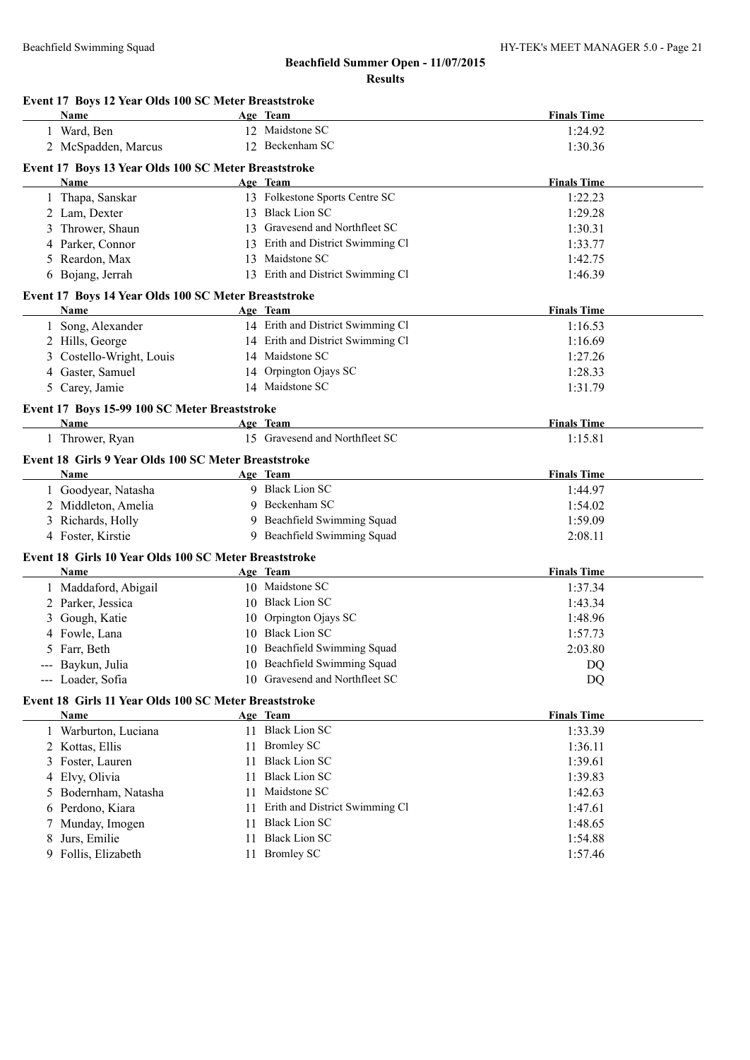# Beachfield Summer Open - 11/07/2015

## Results

### Event 17 Boys 12 Year Olds 100 SC Meter Breaststroke

| | Name | Age | Team | Finals Time |
|---|---|---|---|---|
| 1 | Ward, Ben | 12 | Maidstone SC | 1:24.92 |
| 2 | McSpadden, Marcus | 12 | Beckenham SC | 1:30.36 |

### Event 17 Boys 13 Year Olds 100 SC Meter Breaststroke

| | Name | Age | Team | Finals Time |
|---|---|---|---|---|
| 1 | Thapa, Sanskar | 13 | Folkestone Sports Centre SC | 1:22.23 |
| 2 | Lam, Dexter | 13 | Black Lion SC | 1:29.28 |
| 3 | Thrower, Shaun | 13 | Gravesend and Northfleet SC | 1:30.31 |
| 4 | Parker, Connor | 13 | Erith and District Swimming Cl | 1:33.77 |
| 5 | Reardon, Max | 13 | Maidstone SC | 1:42.75 |
| 6 | Bojang, Jerrah | 13 | Erith and District Swimming Cl | 1:46.39 |

### Event 17 Boys 14 Year Olds 100 SC Meter Breaststroke

| | Name | Age | Team | Finals Time |
|---|---|---|---|---|
| 1 | Song, Alexander | 14 | Erith and District Swimming Cl | 1:16.53 |
| 2 | Hills, George | 14 | Erith and District Swimming Cl | 1:16.69 |
| 3 | Costello-Wright, Louis | 14 | Maidstone SC | 1:27.26 |
| 4 | Gaster, Samuel | 14 | Orpington Ojays SC | 1:28.33 |
| 5 | Carey, Jamie | 14 | Maidstone SC | 1:31.79 |

### Event 17 Boys 15-99 100 SC Meter Breaststroke

| | Name | Age | Team | Finals Time |
|---|---|---|---|---|
| 1 | Thrower, Ryan | 15 | Gravesend and Northfleet SC | 1:15.81 |

### Event 18 Girls 9 Year Olds 100 SC Meter Breaststroke

| | Name | Age | Team | Finals Time |
|---|---|---|---|---|
| 1 | Goodyear, Natasha | 9 | Black Lion SC | 1:44.97 |
| 2 | Middleton, Amelia | 9 | Beckenham SC | 1:54.02 |
| 3 | Richards, Holly | 9 | Beachfield Swimming Squad | 1:59.09 |
| 4 | Foster, Kirstie | 9 | Beachfield Swimming Squad | 2:08.11 |

### Event 18 Girls 10 Year Olds 100 SC Meter Breaststroke

| | Name | Age | Team | Finals Time |
|---|---|---|---|---|
| 1 | Maddaford, Abigail | 10 | Maidstone SC | 1:37.34 |
| 2 | Parker, Jessica | 10 | Black Lion SC | 1:43.34 |
| 3 | Gough, Katie | 10 | Orpington Ojays SC | 1:48.96 |
| 4 | Fowle, Lana | 10 | Black Lion SC | 1:57.73 |
| 5 | Farr, Beth | 10 | Beachfield Swimming Squad | 2:03.80 |
| --- | Baykun, Julia | 10 | Beachfield Swimming Squad | DQ |
| --- | Loader, Sofia | 10 | Gravesend and Northfleet SC | DQ |

### Event 18 Girls 11 Year Olds 100 SC Meter Breaststroke

| | Name | Age | Team | Finals Time |
|---|---|---|---|---|
| 1 | Warburton, Luciana | 11 | Black Lion SC | 1:33.39 |
| 2 | Kottas, Ellis | 11 | Bromley SC | 1:36.11 |
| 3 | Foster, Lauren | 11 | Black Lion SC | 1:39.61 |
| 4 | Elvy, Olivia | 11 | Black Lion SC | 1:39.83 |
| 5 | Bodernham, Natasha | 11 | Maidstone SC | 1:42.63 |
| 6 | Perdono, Kiara | 11 | Erith and District Swimming Cl | 1:47.61 |
| 7 | Munday, Imogen | 11 | Black Lion SC | 1:48.65 |
| 8 | Jurs, Emilie | 11 | Black Lion SC | 1:54.88 |
| 9 | Follis, Elizabeth | 11 | Bromley SC | 1:57.46 |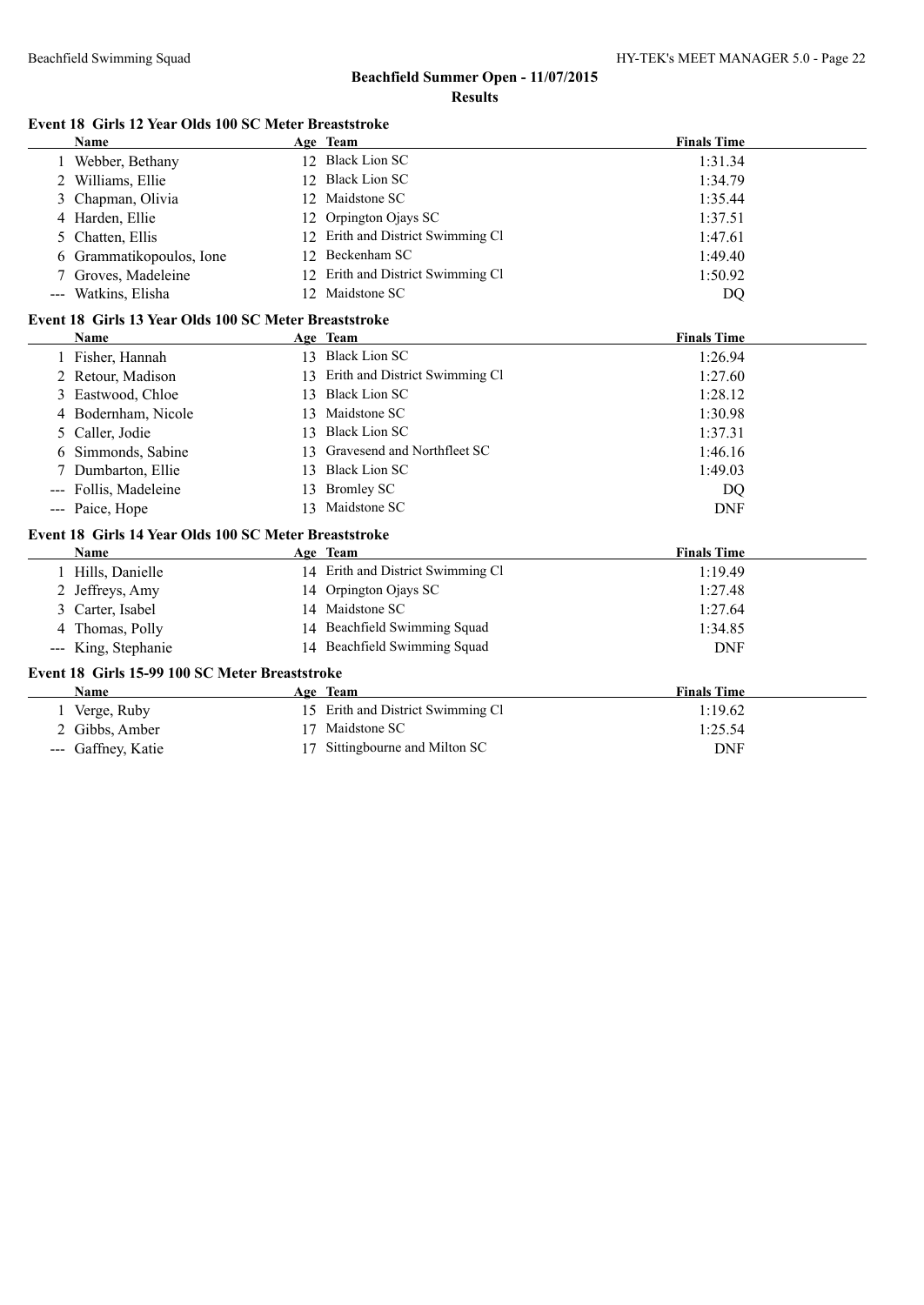**Beachfield Summer Open - 11/07/2015**

**Results**

### Event 18 Girls 12 Year Olds 100 SC Meter Breaststroke

| | Name | Age | Team | Finals Time |
|---|---|---|---|---|
| 1 | Webber, Bethany | 12 | Black Lion SC | 1:31.34 |
| 2 | Williams, Ellie | 12 | Black Lion SC | 1:34.79 |
| 3 | Chapman, Olivia | 12 | Maidstone SC | 1:35.44 |
| 4 | Harden, Ellie | 12 | Orpington Ojays SC | 1:37.51 |
| 5 | Chatten, Ellis | 12 | Erith and District Swimming Cl | 1:47.61 |
| 6 | Grammatikopoulos, Ione | 12 | Beckenham SC | 1:49.40 |
| 7 | Groves, Madeleine | 12 | Erith and District Swimming Cl | 1:50.92 |
| --- | Watkins, Elisha | 12 | Maidstone SC | DQ |

### Event 18 Girls 13 Year Olds 100 SC Meter Breaststroke

| | Name | Age | Team | Finals Time |
|---|---|---|---|---|
| 1 | Fisher, Hannah | 13 | Black Lion SC | 1:26.94 |
| 2 | Retour, Madison | 13 | Erith and District Swimming Cl | 1:27.60 |
| 3 | Eastwood, Chloe | 13 | Black Lion SC | 1:28.12 |
| 4 | Bodernham, Nicole | 13 | Maidstone SC | 1:30.98 |
| 5 | Caller, Jodie | 13 | Black Lion SC | 1:37.31 |
| 6 | Simmonds, Sabine | 13 | Gravesend and Northfleet SC | 1:46.16 |
| 7 | Dumbarton, Ellie | 13 | Black Lion SC | 1:49.03 |
| --- | Follis, Madeleine | 13 | Bromley SC | DQ |
| --- | Paice, Hope | 13 | Maidstone SC | DNF |

### Event 18 Girls 14 Year Olds 100 SC Meter Breaststroke

| | Name | Age | Team | Finals Time |
|---|---|---|---|---|
| 1 | Hills, Danielle | 14 | Erith and District Swimming Cl | 1:19.49 |
| 2 | Jeffreys, Amy | 14 | Orpington Ojays SC | 1:27.48 |
| 3 | Carter, Isabel | 14 | Maidstone SC | 1:27.64 |
| 4 | Thomas, Polly | 14 | Beachfield Swimming Squad | 1:34.85 |
| --- | King, Stephanie | 14 | Beachfield Swimming Squad | DNF |

### Event 18 Girls 15-99 100 SC Meter Breaststroke

| | Name | Age | Team | Finals Time |
|---|---|---|---|---|
| 1 | Verge, Ruby | 15 | Erith and District Swimming Cl | 1:19.62 |
| 2 | Gibbs, Amber | 17 | Maidstone SC | 1:25.54 |
| --- | Gaffney, Katie | 17 | Sittingbourne and Milton SC | DNF |